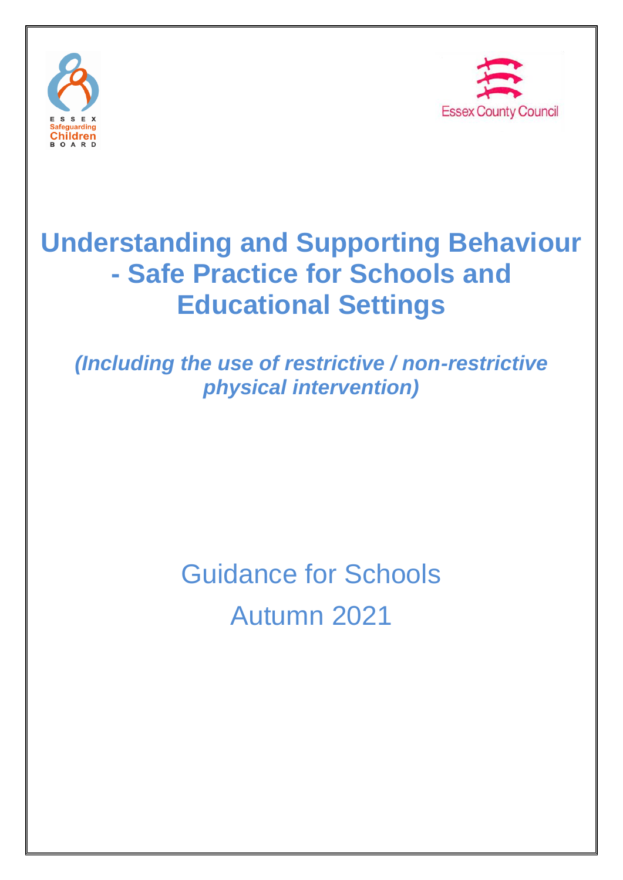ESSEX Safeguarding Children BOARD

Essex County Council

# Understanding and Supporting Behaviour - Safe Practice for Schools and Educational Settings

***(Including the use of restrictive / non-restrictive physical intervention)***

Guidance for Schools

Autumn 2021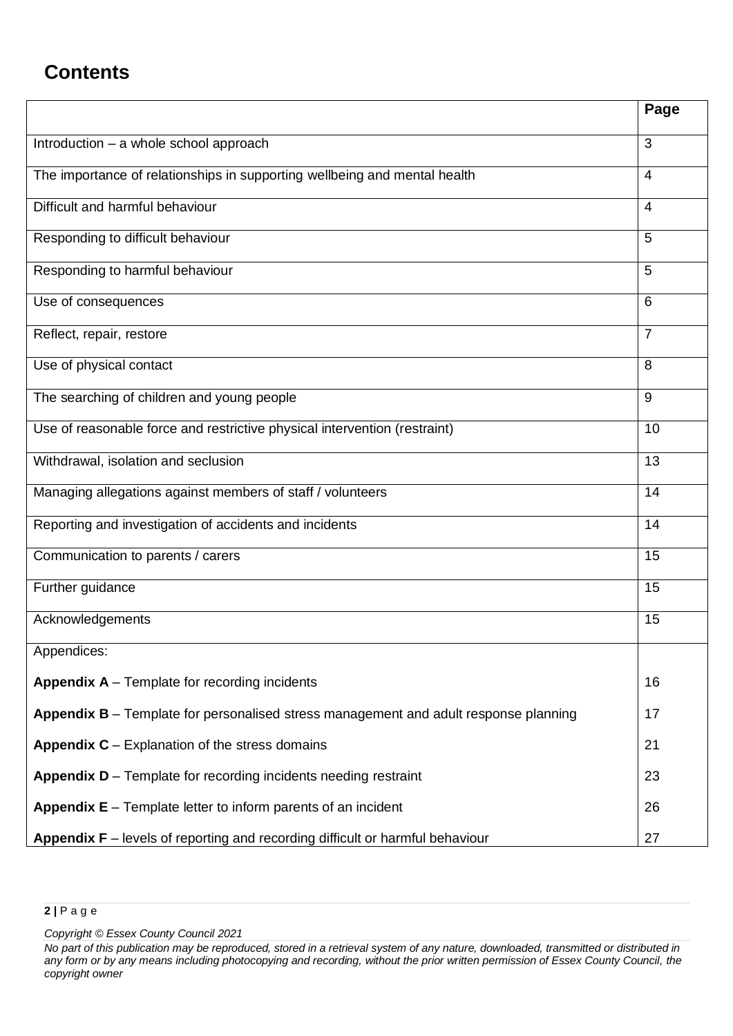## Contents

| | Page |
|---|---|
| Introduction – a whole school approach | 3 |
| The importance of relationships in supporting wellbeing and mental health | 4 |
| Difficult and harmful behaviour | 4 |
| Responding to difficult behaviour | 5 |
| Responding to harmful behaviour | 5 |
| Use of consequences | 6 |
| Reflect, repair, restore | 7 |
| Use of physical contact | 8 |
| The searching of children and young people | 9 |
| Use of reasonable force and restrictive physical intervention (restraint) | 10 |
| Withdrawal, isolation and seclusion | 13 |
| Managing allegations against members of staff / volunteers | 14 |
| Reporting and investigation of accidents and incidents | 14 |
| Communication to parents / carers | 15 |
| Further guidance | 15 |
| Acknowledgements | 15 |
| Appendices: | |
| **Appendix A** – Template for recording incidents | 16 |
| **Appendix B** – Template for personalised stress management and adult response planning | 17 |
| **Appendix C** – Explanation of the stress domains | 21 |
| **Appendix D** – Template for recording incidents needing restraint | 23 |
| **Appendix E** – Template letter to inform parents of an incident | 26 |
| **Appendix F** – levels of reporting and recording difficult or harmful behaviour | 27 |

*Copyright © Essex County Council 2021*

*No part of this publication may be reproduced, stored in a retrieval system of any nature, downloaded, transmitted or distributed in any form or by any means including photocopying and recording, without the prior written permission of Essex County Council, the copyright owner*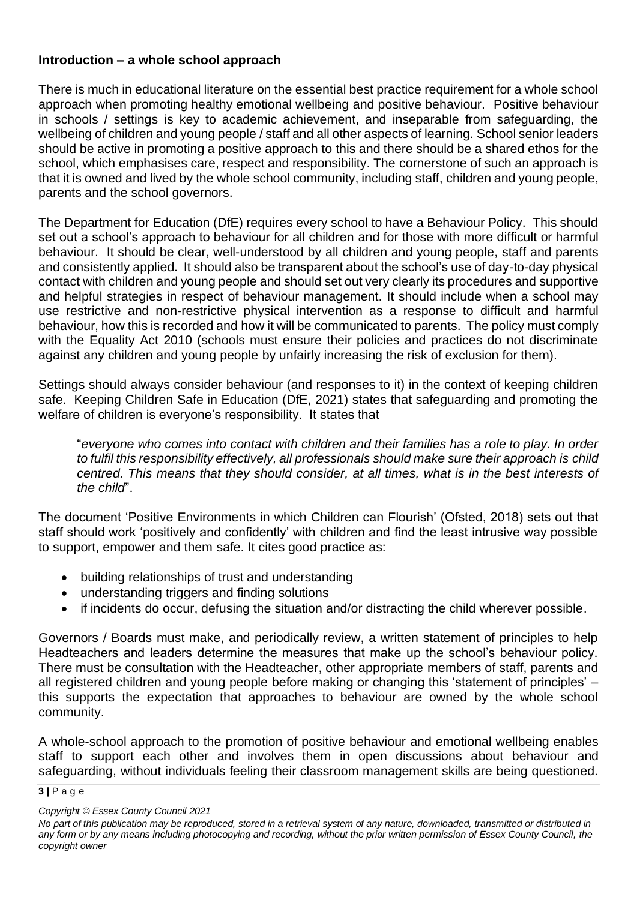## Introduction – a whole school approach

There is much in educational literature on the essential best practice requirement for a whole school approach when promoting healthy emotional wellbeing and positive behaviour. Positive behaviour in schools / settings is key to academic achievement, and inseparable from safeguarding, the wellbeing of children and young people / staff and all other aspects of learning. School senior leaders should be active in promoting a positive approach to this and there should be a shared ethos for the school, which emphasises care, respect and responsibility. The cornerstone of such an approach is that it is owned and lived by the whole school community, including staff, children and young people, parents and the school governors.

The Department for Education (DfE) requires every school to have a Behaviour Policy. This should set out a school's approach to behaviour for all children and for those with more difficult or harmful behaviour. It should be clear, well-understood by all children and young people, staff and parents and consistently applied. It should also be transparent about the school's use of day-to-day physical contact with children and young people and should set out very clearly its procedures and supportive and helpful strategies in respect of behaviour management. It should include when a school may use restrictive and non-restrictive physical intervention as a response to difficult and harmful behaviour, how this is recorded and how it will be communicated to parents. The policy must comply with the Equality Act 2010 (schools must ensure their policies and practices do not discriminate against any children and young people by unfairly increasing the risk of exclusion for them).

Settings should always consider behaviour (and responses to it) in the context of keeping children safe. Keeping Children Safe in Education (DfE, 2021) states that safeguarding and promoting the welfare of children is everyone's responsibility. It states that

> "*everyone who comes into contact with children and their families has a role to play. In order to fulfil this responsibility effectively, all professionals should make sure their approach is child centred. This means that they should consider, at all times, what is in the best interests of the child*".

The document 'Positive Environments in which Children can Flourish' (Ofsted, 2018) sets out that staff should work 'positively and confidently' with children and find the least intrusive way possible to support, empower and them safe. It cites good practice as:

- building relationships of trust and understanding
- understanding triggers and finding solutions
- if incidents do occur, defusing the situation and/or distracting the child wherever possible.

Governors / Boards must make, and periodically review, a written statement of principles to help Headteachers and leaders determine the measures that make up the school's behaviour policy. There must be consultation with the Headteacher, other appropriate members of staff, parents and all registered children and young people before making or changing this 'statement of principles' – this supports the expectation that approaches to behaviour are owned by the whole school community.

A whole-school approach to the promotion of positive behaviour and emotional wellbeing enables staff to support each other and involves them in open discussions about behaviour and safeguarding, without individuals feeling their classroom management skills are being questioned.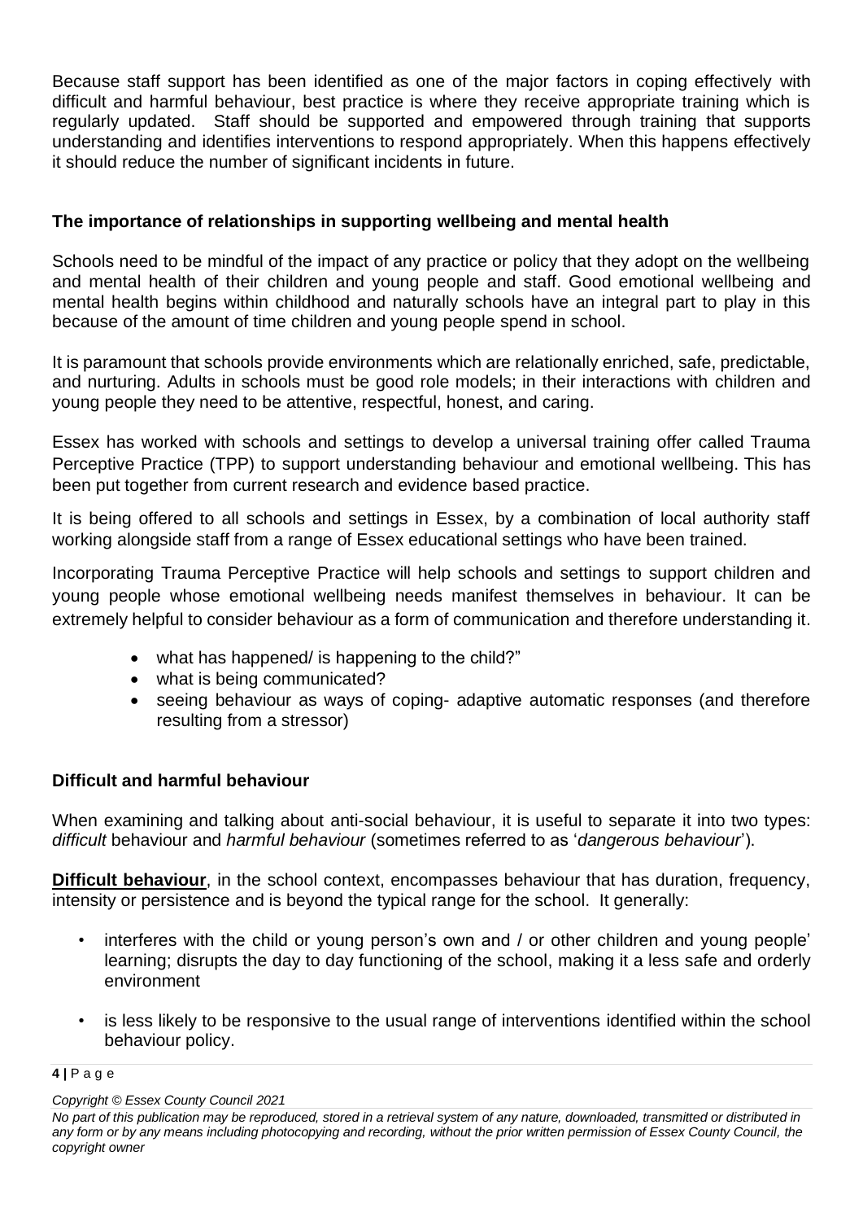Because staff support has been identified as one of the major factors in coping effectively with difficult and harmful behaviour, best practice is where they receive appropriate training which is regularly updated. Staff should be supported and empowered through training that supports understanding and identifies interventions to respond appropriately. When this happens effectively it should reduce the number of significant incidents in future.

### The importance of relationships in supporting wellbeing and mental health

Schools need to be mindful of the impact of any practice or policy that they adopt on the wellbeing and mental health of their children and young people and staff. Good emotional wellbeing and mental health begins within childhood and naturally schools have an integral part to play in this because of the amount of time children and young people spend in school.

It is paramount that schools provide environments which are relationally enriched, safe, predictable, and nurturing. Adults in schools must be good role models; in their interactions with children and young people they need to be attentive, respectful, honest, and caring.

Essex has worked with schools and settings to develop a universal training offer called Trauma Perceptive Practice (TPP) to support understanding behaviour and emotional wellbeing. This has been put together from current research and evidence based practice.

It is being offered to all schools and settings in Essex, by a combination of local authority staff working alongside staff from a range of Essex educational settings who have been trained.

Incorporating Trauma Perceptive Practice will help schools and settings to support children and young people whose emotional wellbeing needs manifest themselves in behaviour. It can be extremely helpful to consider behaviour as a form of communication and therefore understanding it.

- what has happened/ is happening to the child?"
- what is being communicated?
- seeing behaviour as ways of coping- adaptive automatic responses (and therefore resulting from a stressor)

### Difficult and harmful behaviour

When examining and talking about anti-social behaviour, it is useful to separate it into two types: *difficult* behaviour and *harmful behaviour* (sometimes referred to as '*dangerous behaviour*').

**Difficult behaviour**, in the school context, encompasses behaviour that has duration, frequency, intensity or persistence and is beyond the typical range for the school. It generally:

- interferes with the child or young person's own and / or other children and young people' learning; disrupts the day to day functioning of the school, making it a less safe and orderly environment
- is less likely to be responsive to the usual range of interventions identified within the school behaviour policy.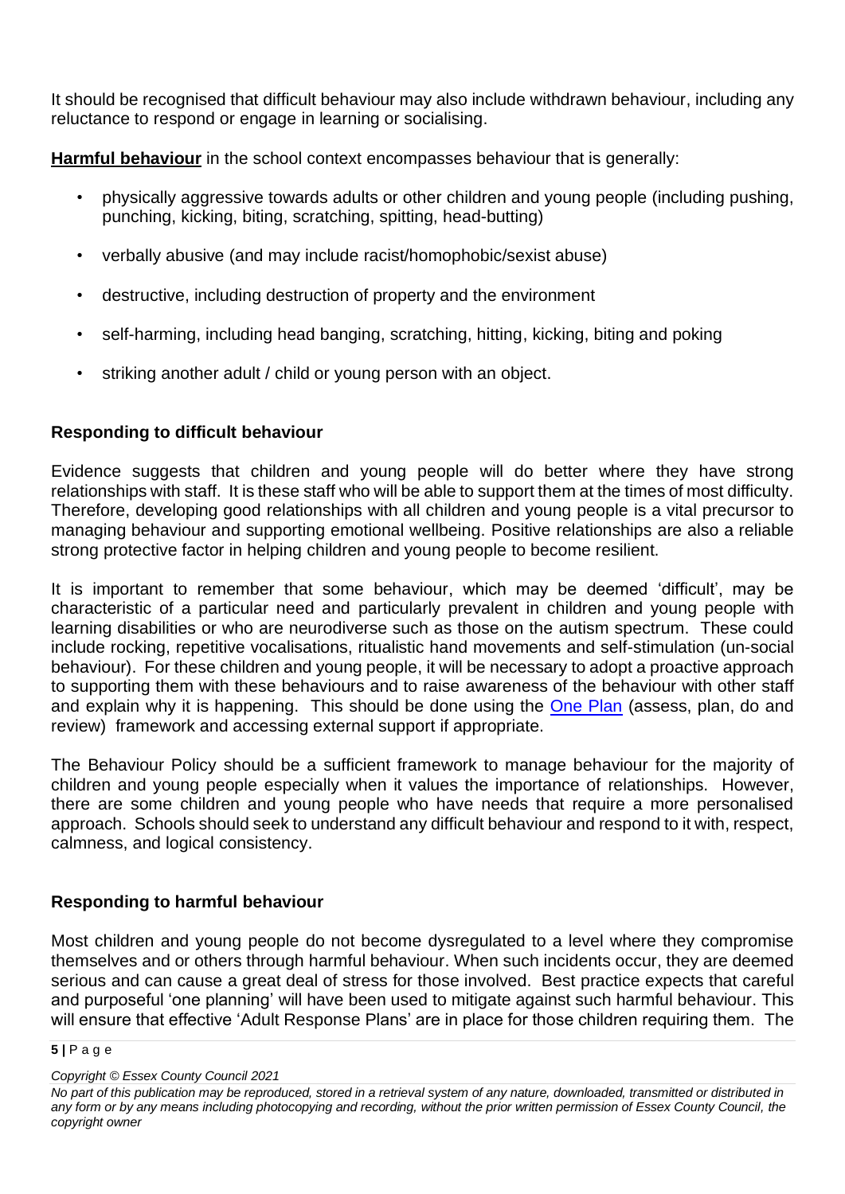It should be recognised that difficult behaviour may also include withdrawn behaviour, including any reluctance to respond or engage in learning or socialising.

**Harmful behaviour** in the school context encompasses behaviour that is generally:

- physically aggressive towards adults or other children and young people (including pushing, punching, kicking, biting, scratching, spitting, head-butting)
- verbally abusive (and may include racist/homophobic/sexist abuse)
- destructive, including destruction of property and the environment
- self-harming, including head banging, scratching, hitting, kicking, biting and poking
- striking another adult / child or young person with an object.

### Responding to difficult behaviour

Evidence suggests that children and young people will do better where they have strong relationships with staff. It is these staff who will be able to support them at the times of most difficulty. Therefore, developing good relationships with all children and young people is a vital precursor to managing behaviour and supporting emotional wellbeing. Positive relationships are also a reliable strong protective factor in helping children and young people to become resilient.

It is important to remember that some behaviour, which may be deemed 'difficult', may be characteristic of a particular need and particularly prevalent in children and young people with learning disabilities or who are neurodiverse such as those on the autism spectrum. These could include rocking, repetitive vocalisations, ritualistic hand movements and self-stimulation (un-social behaviour). For these children and young people, it will be necessary to adopt a proactive approach to supporting them with these behaviours and to raise awareness of the behaviour with other staff and explain why it is happening. This should be done using the One Plan (assess, plan, do and review) framework and accessing external support if appropriate.

The Behaviour Policy should be a sufficient framework to manage behaviour for the majority of children and young people especially when it values the importance of relationships. However, there are some children and young people who have needs that require a more personalised approach. Schools should seek to understand any difficult behaviour and respond to it with, respect, calmness, and logical consistency.

### Responding to harmful behaviour

Most children and young people do not become dysregulated to a level where they compromise themselves and or others through harmful behaviour. When such incidents occur, they are deemed serious and can cause a great deal of stress for those involved. Best practice expects that careful and purposeful 'one planning' will have been used to mitigate against such harmful behaviour. This will ensure that effective 'Adult Response Plans' are in place for those children requiring them. The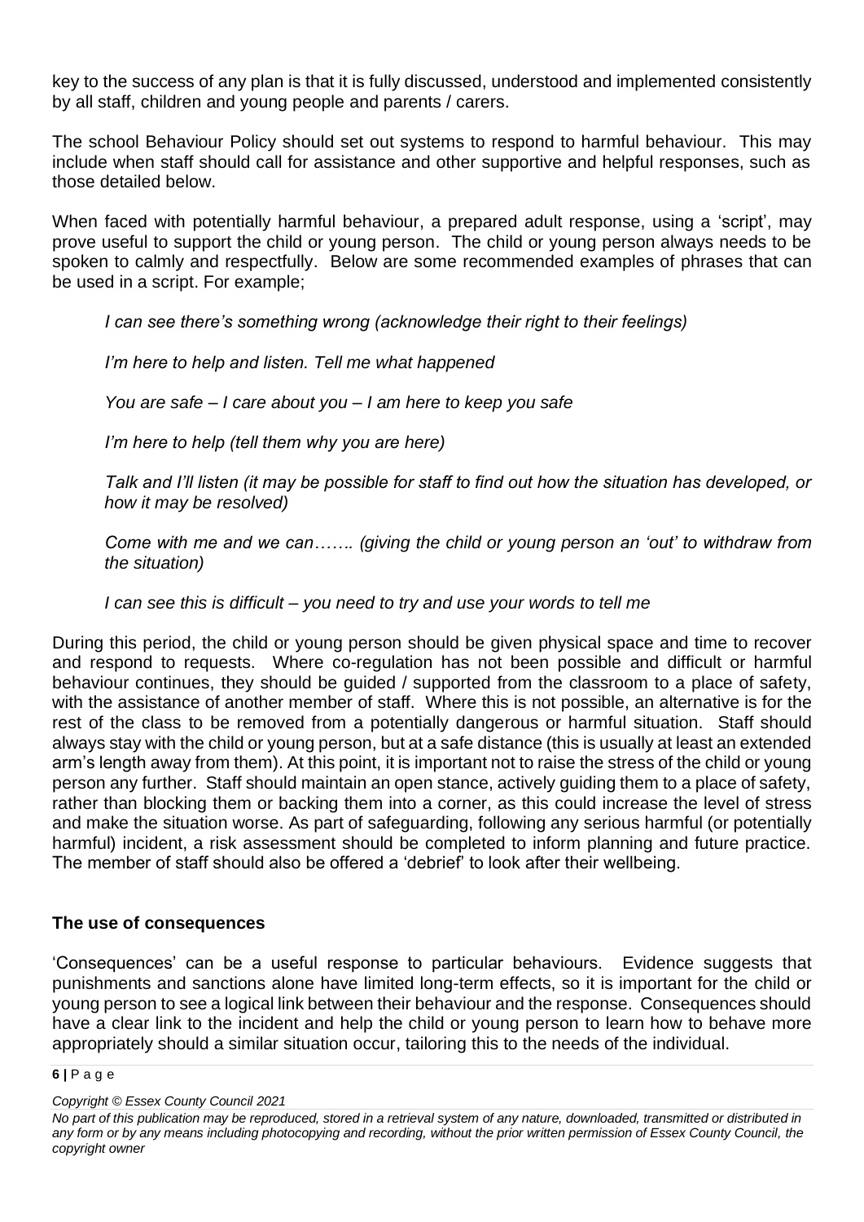key to the success of any plan is that it is fully discussed, understood and implemented consistently by all staff, children and young people and parents / carers.

The school Behaviour Policy should set out systems to respond to harmful behaviour. This may include when staff should call for assistance and other supportive and helpful responses, such as those detailed below.

When faced with potentially harmful behaviour, a prepared adult response, using a 'script', may prove useful to support the child or young person. The child or young person always needs to be spoken to calmly and respectfully. Below are some recommended examples of phrases that can be used in a script. For example;

*I can see there's something wrong (acknowledge their right to their feelings)*

*I'm here to help and listen. Tell me what happened*

*You are safe – I care about you – I am here to keep you safe*

*I'm here to help (tell them why you are here)*

*Talk and I'll listen (it may be possible for staff to find out how the situation has developed, or how it may be resolved)*

*Come with me and we can……. (giving the child or young person an 'out' to withdraw from the situation)*

*I can see this is difficult – you need to try and use your words to tell me*

During this period, the child or young person should be given physical space and time to recover and respond to requests. Where co-regulation has not been possible and difficult or harmful behaviour continues, they should be guided / supported from the classroom to a place of safety, with the assistance of another member of staff. Where this is not possible, an alternative is for the rest of the class to be removed from a potentially dangerous or harmful situation. Staff should always stay with the child or young person, but at a safe distance (this is usually at least an extended arm's length away from them). At this point, it is important not to raise the stress of the child or young person any further. Staff should maintain an open stance, actively guiding them to a place of safety, rather than blocking them or backing them into a corner, as this could increase the level of stress and make the situation worse. As part of safeguarding, following any serious harmful (or potentially harmful) incident, a risk assessment should be completed to inform planning and future practice. The member of staff should also be offered a 'debrief' to look after their wellbeing.

## The use of consequences

'Consequences' can be a useful response to particular behaviours. Evidence suggests that punishments and sanctions alone have limited long-term effects, so it is important for the child or young person to see a logical link between their behaviour and the response. Consequences should have a clear link to the incident and help the child or young person to learn how to behave more appropriately should a similar situation occur, tailoring this to the needs of the individual.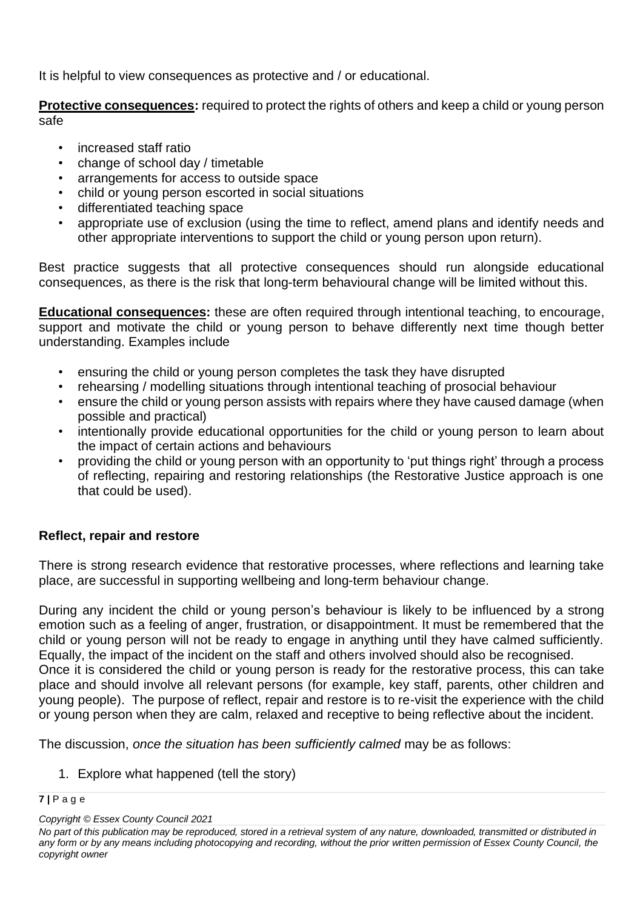It is helpful to view consequences as protective and / or educational.

**Protective consequences:** required to protect the rights of others and keep a child or young person safe

- increased staff ratio
- change of school day / timetable
- arrangements for access to outside space
- child or young person escorted in social situations
- differentiated teaching space
- appropriate use of exclusion (using the time to reflect, amend plans and identify needs and other appropriate interventions to support the child or young person upon return).

Best practice suggests that all protective consequences should run alongside educational consequences, as there is the risk that long-term behavioural change will be limited without this.

**Educational consequences:** these are often required through intentional teaching, to encourage, support and motivate the child or young person to behave differently next time though better understanding. Examples include

- ensuring the child or young person completes the task they have disrupted
- rehearsing / modelling situations through intentional teaching of prosocial behaviour
- ensure the child or young person assists with repairs where they have caused damage (when possible and practical)
- intentionally provide educational opportunities for the child or young person to learn about the impact of certain actions and behaviours
- providing the child or young person with an opportunity to 'put things right' through a process of reflecting, repairing and restoring relationships (the Restorative Justice approach is one that could be used).

### Reflect, repair and restore

There is strong research evidence that restorative processes, where reflections and learning take place, are successful in supporting wellbeing and long-term behaviour change.

During any incident the child or young person's behaviour is likely to be influenced by a strong emotion such as a feeling of anger, frustration, or disappointment. It must be remembered that the child or young person will not be ready to engage in anything until they have calmed sufficiently. Equally, the impact of the incident on the staff and others involved should also be recognised.
Once it is considered the child or young person is ready for the restorative process, this can take place and should involve all relevant persons (for example, key staff, parents, other children and young people). The purpose of reflect, repair and restore is to re-visit the experience with the child or young person when they are calm, relaxed and receptive to being reflective about the incident.

The discussion, *once the situation has been sufficiently calmed* may be as follows:

1. Explore what happened (tell the story)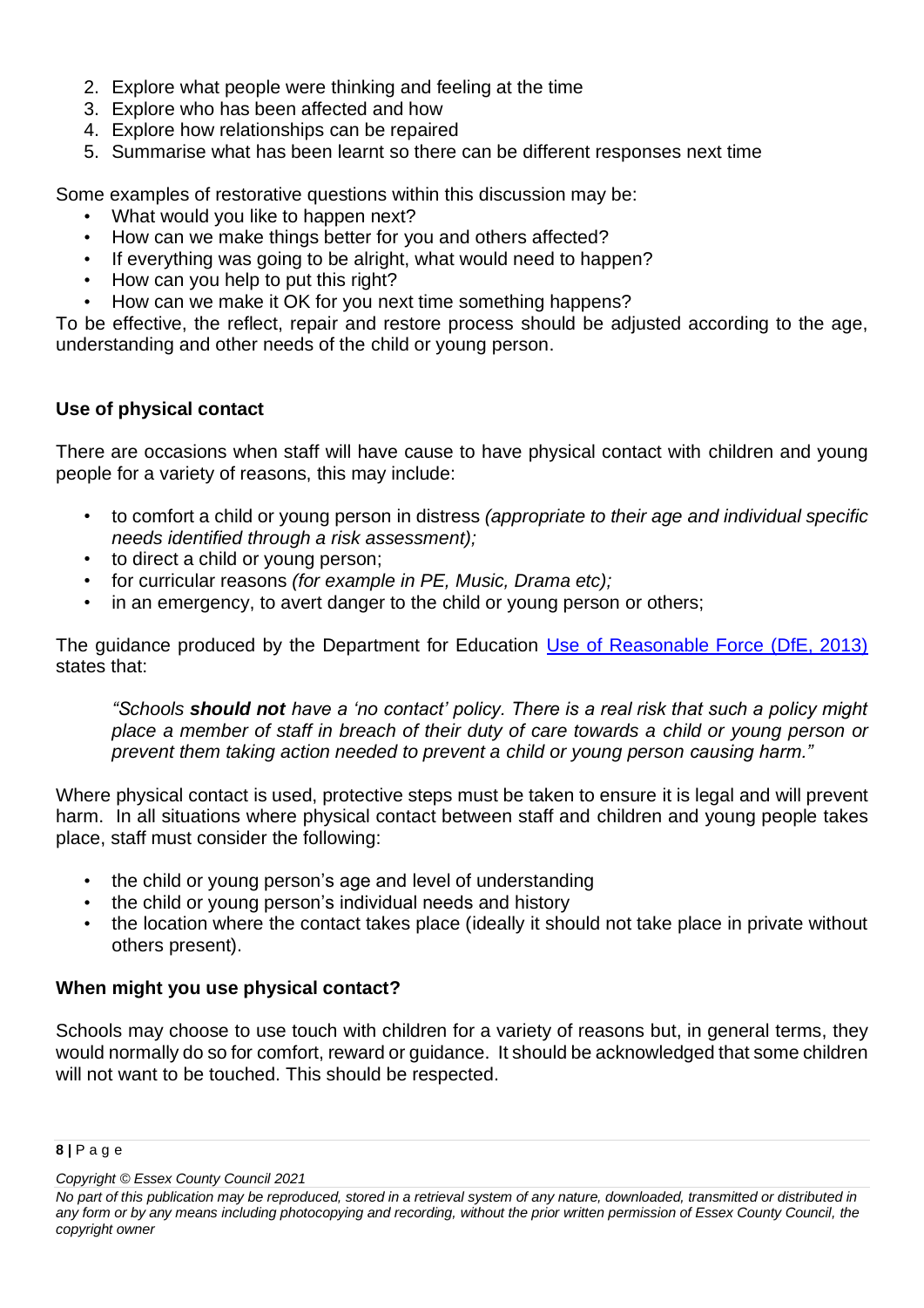2. Explore what people were thinking and feeling at the time
3. Explore who has been affected and how
4. Explore how relationships can be repaired
5. Summarise what has been learnt so there can be different responses next time

Some examples of restorative questions within this discussion may be:

- What would you like to happen next?
- How can we make things better for you and others affected?
- If everything was going to be alright, what would need to happen?
- How can you help to put this right?
- How can we make it OK for you next time something happens?

To be effective, the reflect, repair and restore process should be adjusted according to the age, understanding and other needs of the child or young person.

**Use of physical contact**

There are occasions when staff will have cause to have physical contact with children and young people for a variety of reasons, this may include:

- to comfort a child or young person in distress *(appropriate to their age and individual specific needs identified through a risk assessment);*
- to direct a child or young person;
- for curricular reasons *(for example in PE, Music, Drama etc);*
- in an emergency, to avert danger to the child or young person or others;

The guidance produced by the Department for Education [Use of Reasonable Force (DfE, 2013)] states that:

> *"Schools **should not** have a 'no contact' policy. There is a real risk that such a policy might place a member of staff in breach of their duty of care towards a child or young person or prevent them taking action needed to prevent a child or young person causing harm."*

Where physical contact is used, protective steps must be taken to ensure it is legal and will prevent harm. In all situations where physical contact between staff and children and young people takes place, staff must consider the following:

- the child or young person's age and level of understanding
- the child or young person's individual needs and history
- the location where the contact takes place (ideally it should not take place in private without others present).

**When might you use physical contact?**

Schools may choose to use touch with children for a variety of reasons but, in general terms, they would normally do so for comfort, reward or guidance. It should be acknowledged that some children will not want to be touched. This should be respected.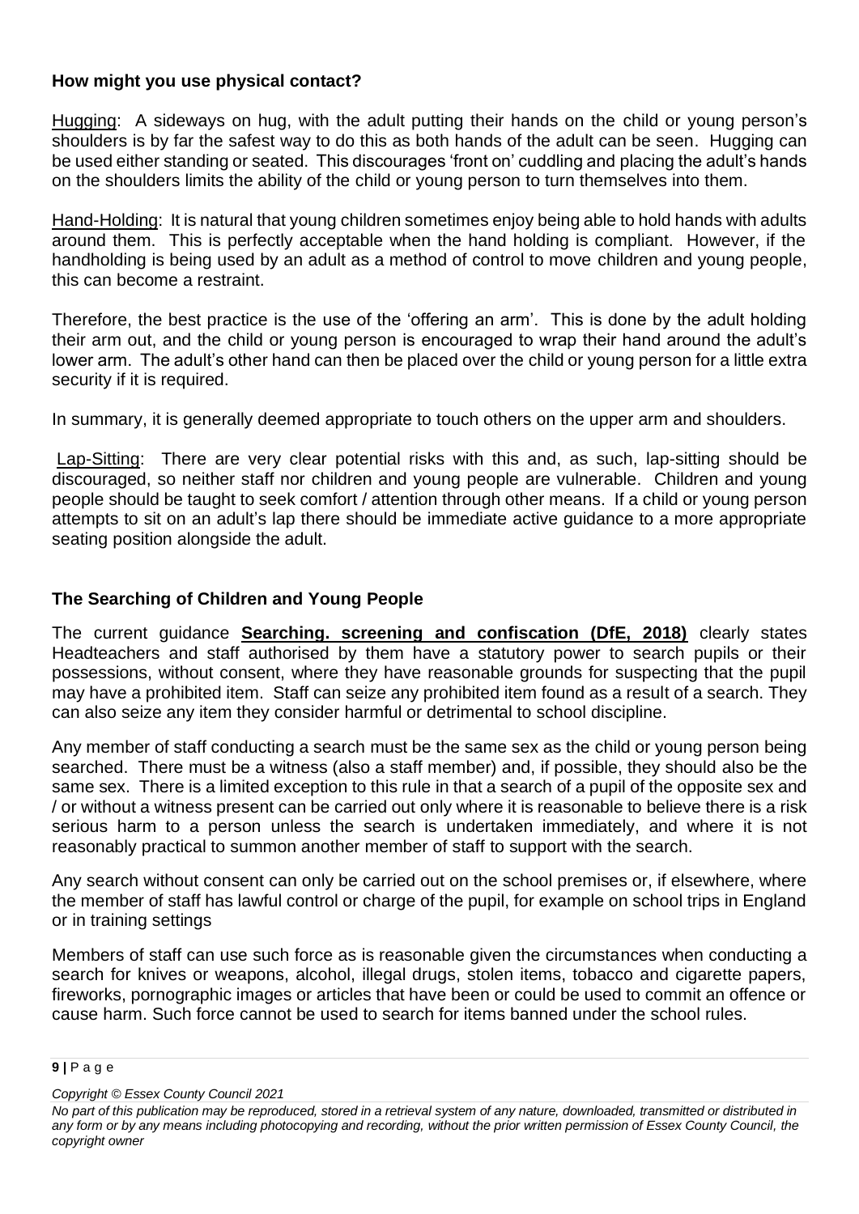### How might you use physical contact?

Hugging: A sideways on hug, with the adult putting their hands on the child or young person's shoulders is by far the safest way to do this as both hands of the adult can be seen. Hugging can be used either standing or seated. This discourages 'front on' cuddling and placing the adult's hands on the shoulders limits the ability of the child or young person to turn themselves into them.

Hand-Holding: It is natural that young children sometimes enjoy being able to hold hands with adults around them. This is perfectly acceptable when the hand holding is compliant. However, if the handholding is being used by an adult as a method of control to move children and young people, this can become a restraint.

Therefore, the best practice is the use of the 'offering an arm'. This is done by the adult holding their arm out, and the child or young person is encouraged to wrap their hand around the adult's lower arm. The adult's other hand can then be placed over the child or young person for a little extra security if it is required.

In summary, it is generally deemed appropriate to touch others on the upper arm and shoulders.

Lap-Sitting: There are very clear potential risks with this and, as such, lap-sitting should be discouraged, so neither staff nor children and young people are vulnerable. Children and young people should be taught to seek comfort / attention through other means. If a child or young person attempts to sit on an adult's lap there should be immediate active guidance to a more appropriate seating position alongside the adult.

### The Searching of Children and Young People

The current guidance **Searching. screening and confiscation (DfE, 2018)** clearly states Headteachers and staff authorised by them have a statutory power to search pupils or their possessions, without consent, where they have reasonable grounds for suspecting that the pupil may have a prohibited item. Staff can seize any prohibited item found as a result of a search. They can also seize any item they consider harmful or detrimental to school discipline.

Any member of staff conducting a search must be the same sex as the child or young person being searched. There must be a witness (also a staff member) and, if possible, they should also be the same sex. There is a limited exception to this rule in that a search of a pupil of the opposite sex and / or without a witness present can be carried out only where it is reasonable to believe there is a risk serious harm to a person unless the search is undertaken immediately, and where it is not reasonably practical to summon another member of staff to support with the search.

Any search without consent can only be carried out on the school premises or, if elsewhere, where the member of staff has lawful control or charge of the pupil, for example on school trips in England or in training settings

Members of staff can use such force as is reasonable given the circumstances when conducting a search for knives or weapons, alcohol, illegal drugs, stolen items, tobacco and cigarette papers, fireworks, pornographic images or articles that have been or could be used to commit an offence or cause harm. Such force cannot be used to search for items banned under the school rules.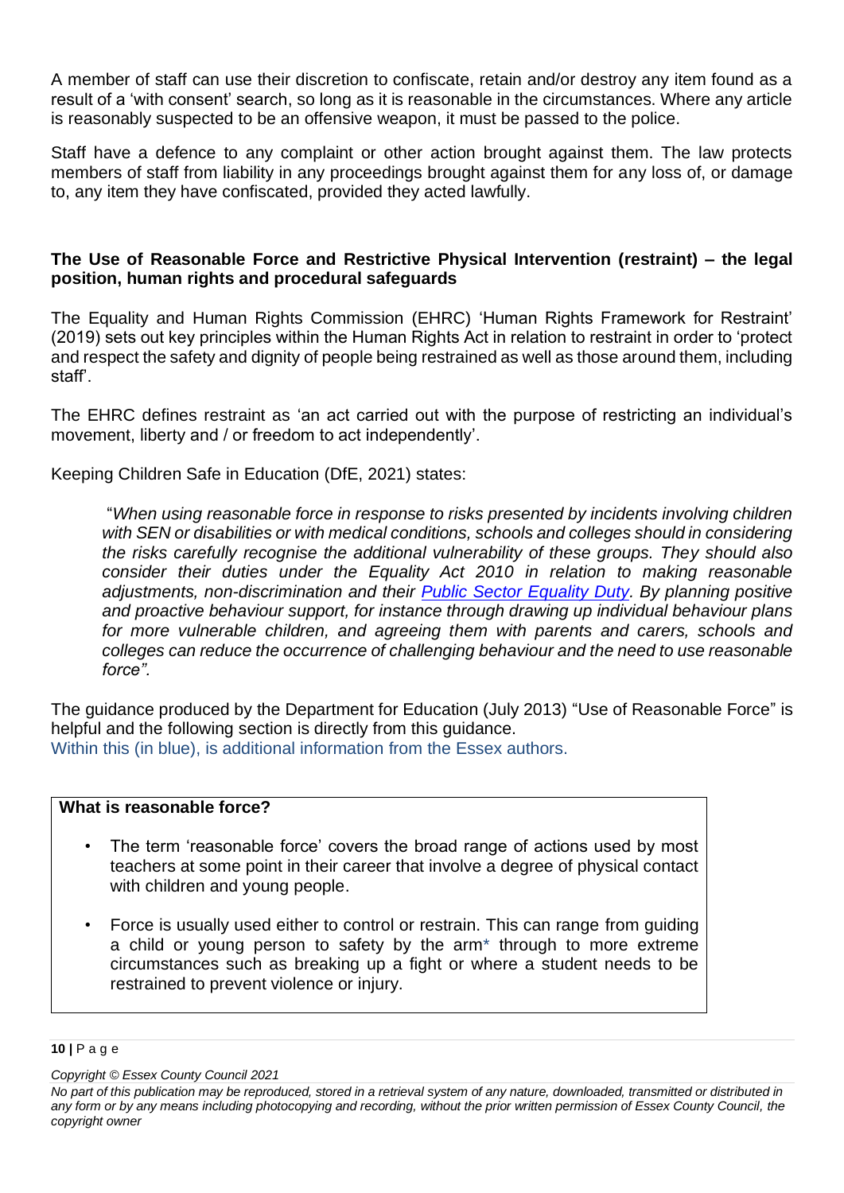A member of staff can use their discretion to confiscate, retain and/or destroy any item found as a result of a 'with consent' search, so long as it is reasonable in the circumstances. Where any article is reasonably suspected to be an offensive weapon, it must be passed to the police.

Staff have a defence to any complaint or other action brought against them. The law protects members of staff from liability in any proceedings brought against them for any loss of, or damage to, any item they have confiscated, provided they acted lawfully.

**The Use of Reasonable Force and Restrictive Physical Intervention (restraint) – the legal position, human rights and procedural safeguards**

The Equality and Human Rights Commission (EHRC) 'Human Rights Framework for Restraint' (2019) sets out key principles within the Human Rights Act in relation to restraint in order to 'protect and respect the safety and dignity of people being restrained as well as those around them, including staff'.

The EHRC defines restraint as 'an act carried out with the purpose of restricting an individual's movement, liberty and / or freedom to act independently'.

Keeping Children Safe in Education (DfE, 2021) states:

> "*When using reasonable force in response to risks presented by incidents involving children with SEN or disabilities or with medical conditions, schools and colleges should in considering the risks carefully recognise the additional vulnerability of these groups. They should also consider their duties under the Equality Act 2010 in relation to making reasonable adjustments, non-discrimination and their [Public Sector Equality Duty](). By planning positive and proactive behaviour support, for instance through drawing up individual behaviour plans for more vulnerable children, and agreeing them with parents and carers, schools and colleges can reduce the occurrence of challenging behaviour and the need to use reasonable force".*

The guidance produced by the Department for Education (July 2013) "Use of Reasonable Force" is helpful and the following section is directly from this guidance.
Within this (in blue), is additional information from the Essex authors.

**What is reasonable force?**

- The term 'reasonable force' covers the broad range of actions used by most teachers at some point in their career that involve a degree of physical contact with children and young people.
- Force is usually used either to control or restrain. This can range from guiding a child or young person to safety by the arm* through to more extreme circumstances such as breaking up a fight or where a student needs to be restrained to prevent violence or injury.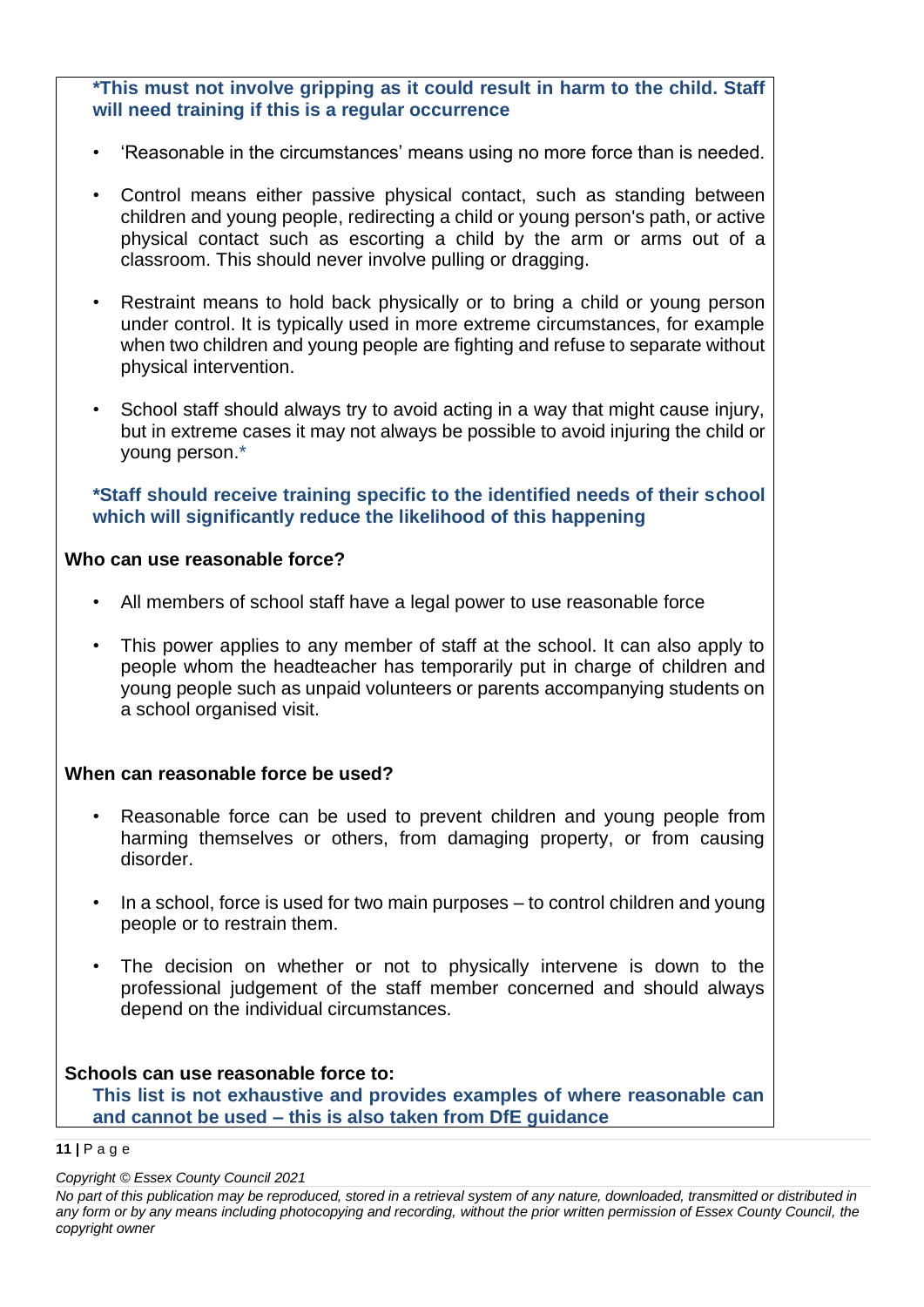**\*This must not involve gripping as it could result in harm to the child. Staff will need training if this is a regular occurrence**

- 'Reasonable in the circumstances' means using no more force than is needed.
- Control means either passive physical contact, such as standing between children and young people, redirecting a child or young person's path, or active physical contact such as escorting a child by the arm or arms out of a classroom. This should never involve pulling or dragging.
- Restraint means to hold back physically or to bring a child or young person under control. It is typically used in more extreme circumstances, for example when two children and young people are fighting and refuse to separate without physical intervention.
- School staff should always try to avoid acting in a way that might cause injury, but in extreme cases it may not always be possible to avoid injuring the child or young person.*

**\*Staff should receive training specific to the identified needs of their school which will significantly reduce the likelihood of this happening**

**Who can use reasonable force?**

- All members of school staff have a legal power to use reasonable force
- This power applies to any member of staff at the school. It can also apply to people whom the headteacher has temporarily put in charge of children and young people such as unpaid volunteers or parents accompanying students on a school organised visit.

**When can reasonable force be used?**

- Reasonable force can be used to prevent children and young people from harming themselves or others, from damaging property, or from causing disorder.
- In a school, force is used for two main purposes – to control children and young people or to restrain them.
- The decision on whether or not to physically intervene is down to the professional judgement of the staff member concerned and should always depend on the individual circumstances.

**Schools can use reasonable force to:**

**This list is not exhaustive and provides examples of where reasonable can and cannot be used – this is also taken from DfE guidance**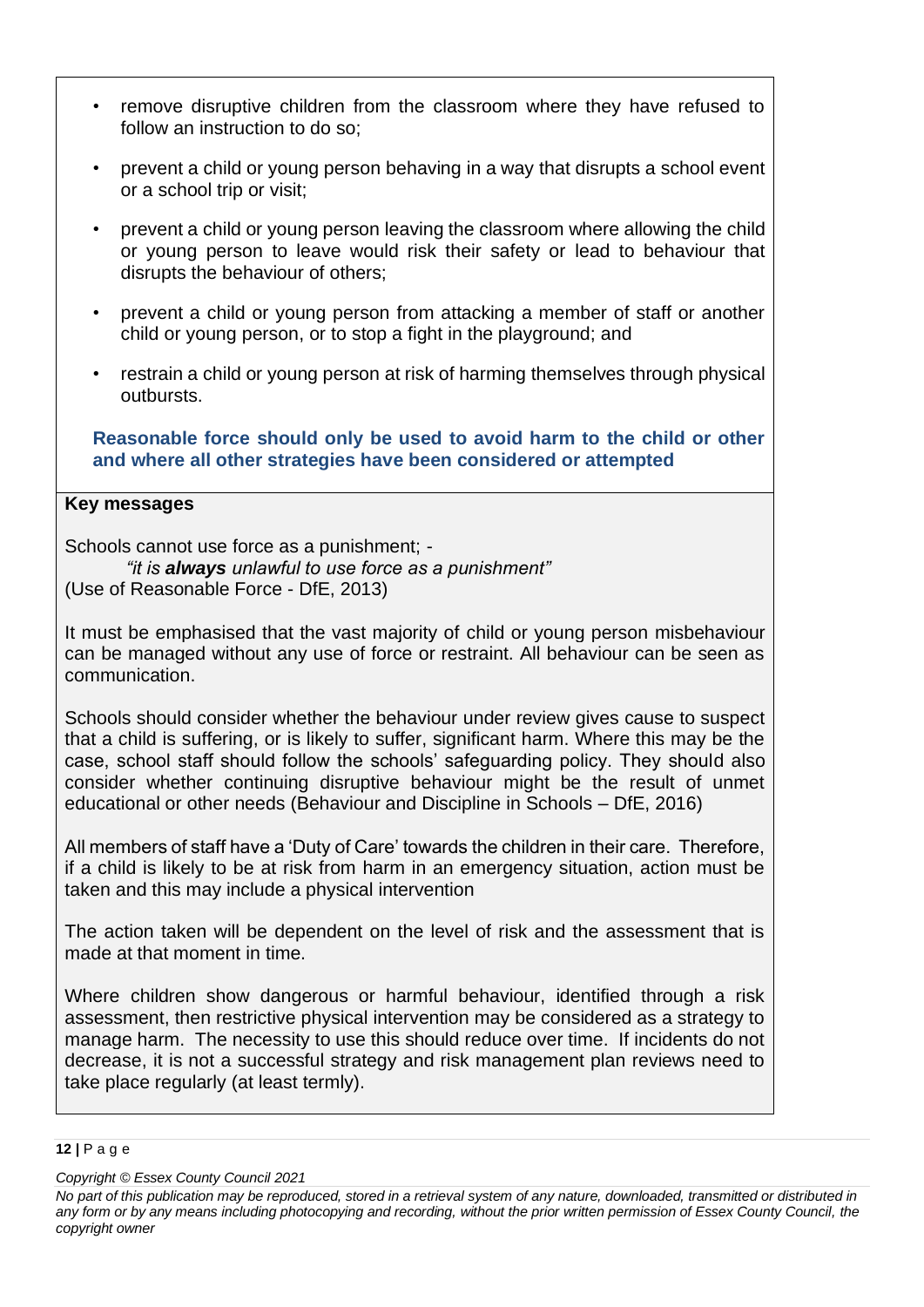- remove disruptive children from the classroom where they have refused to follow an instruction to do so;
- prevent a child or young person behaving in a way that disrupts a school event or a school trip or visit;
- prevent a child or young person leaving the classroom where allowing the child or young person to leave would risk their safety or lead to behaviour that disrupts the behaviour of others;
- prevent a child or young person from attacking a member of staff or another child or young person, or to stop a fight in the playground; and
- restrain a child or young person at risk of harming themselves through physical outbursts.

**Reasonable force should only be used to avoid harm to the child or other and where all other strategies have been considered or attempted**

**Key messages**

Schools cannot use force as a punishment; -

*"it is **always** unlawful to use force as a punishment"*

(Use of Reasonable Force - DfE, 2013)

It must be emphasised that the vast majority of child or young person misbehaviour can be managed without any use of force or restraint. All behaviour can be seen as communication.

Schools should consider whether the behaviour under review gives cause to suspect that a child is suffering, or is likely to suffer, significant harm. Where this may be the case, school staff should follow the schools' safeguarding policy. They should also consider whether continuing disruptive behaviour might be the result of unmet educational or other needs (Behaviour and Discipline in Schools – DfE, 2016)

All members of staff have a 'Duty of Care' towards the children in their care. Therefore, if a child is likely to be at risk from harm in an emergency situation, action must be taken and this may include a physical intervention

The action taken will be dependent on the level of risk and the assessment that is made at that moment in time.

Where children show dangerous or harmful behaviour, identified through a risk assessment, then restrictive physical intervention may be considered as a strategy to manage harm. The necessity to use this should reduce over time. If incidents do not decrease, it is not a successful strategy and risk management plan reviews need to take place regularly (at least termly).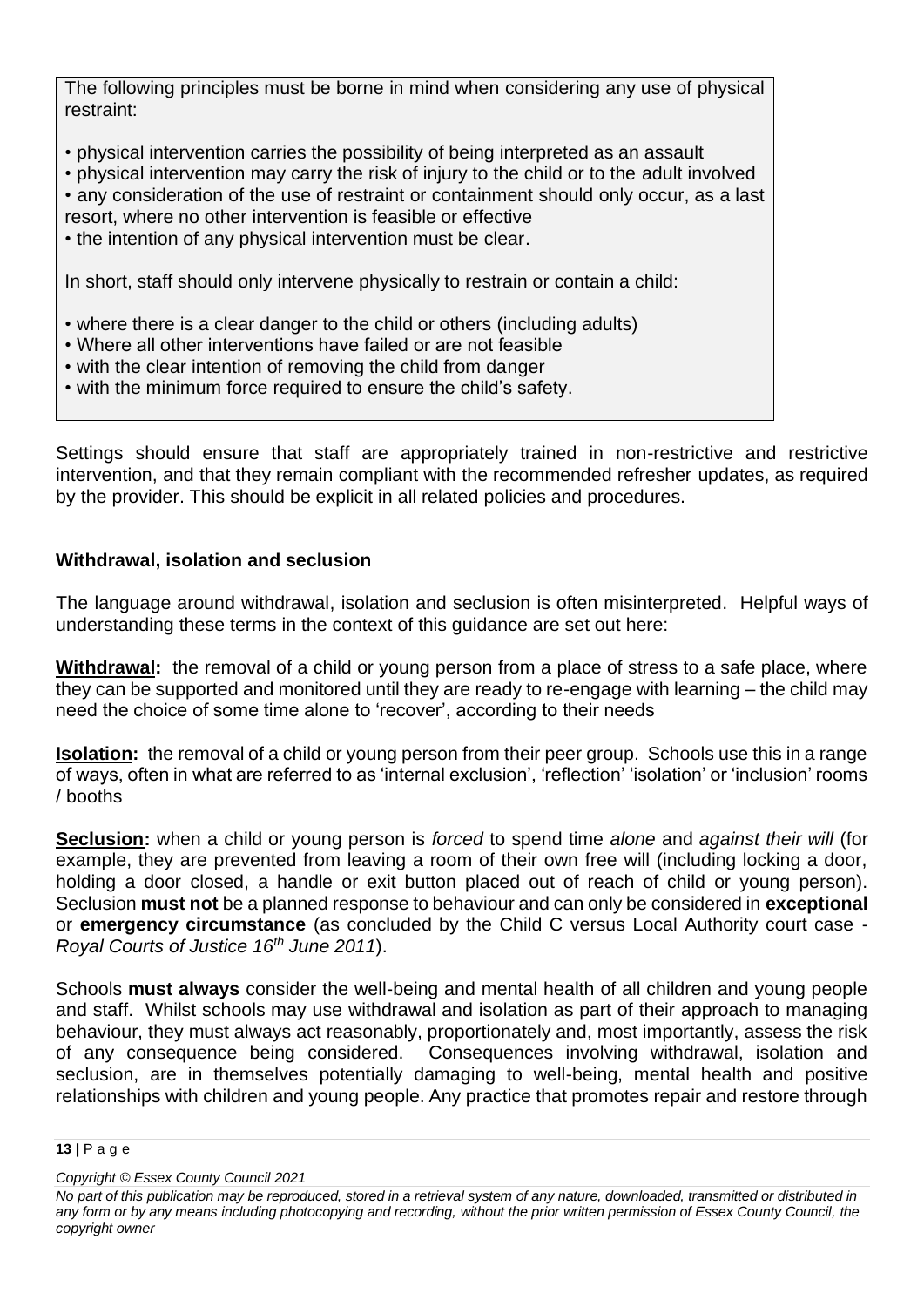The following principles must be borne in mind when considering any use of physical restraint:

- physical intervention carries the possibility of being interpreted as an assault
- physical intervention may carry the risk of injury to the child or to the adult involved
- any consideration of the use of restraint or containment should only occur, as a last resort, where no other intervention is feasible or effective
- the intention of any physical intervention must be clear.

In short, staff should only intervene physically to restrain or contain a child:

- where there is a clear danger to the child or others (including adults)
- Where all other interventions have failed or are not feasible
- with the clear intention of removing the child from danger
- with the minimum force required to ensure the child's safety.

Settings should ensure that staff are appropriately trained in non-restrictive and restrictive intervention, and that they remain compliant with the recommended refresher updates, as required by the provider. This should be explicit in all related policies and procedures.

### Withdrawal, isolation and seclusion

The language around withdrawal, isolation and seclusion is often misinterpreted. Helpful ways of understanding these terms in the context of this guidance are set out here:

**Withdrawal:** the removal of a child or young person from a place of stress to a safe place, where they can be supported and monitored until they are ready to re-engage with learning – the child may need the choice of some time alone to 'recover', according to their needs

**Isolation:** the removal of a child or young person from their peer group. Schools use this in a range of ways, often in what are referred to as 'internal exclusion', 'reflection' 'isolation' or 'inclusion' rooms / booths

**Seclusion:** when a child or young person is *forced* to spend time *alone* and *against their will* (for example, they are prevented from leaving a room of their own free will (including locking a door, holding a door closed, a handle or exit button placed out of reach of child or young person). Seclusion **must not** be a planned response to behaviour and can only be considered in **exceptional** or **emergency circumstance** (as concluded by the Child C versus Local Authority court case - *Royal Courts of Justice 16th June 2011*).

Schools **must always** consider the well-being and mental health of all children and young people and staff. Whilst schools may use withdrawal and isolation as part of their approach to managing behaviour, they must always act reasonably, proportionately and, most importantly, assess the risk of any consequence being considered. Consequences involving withdrawal, isolation and seclusion, are in themselves potentially damaging to well-being, mental health and positive relationships with children and young people. Any practice that promotes repair and restore through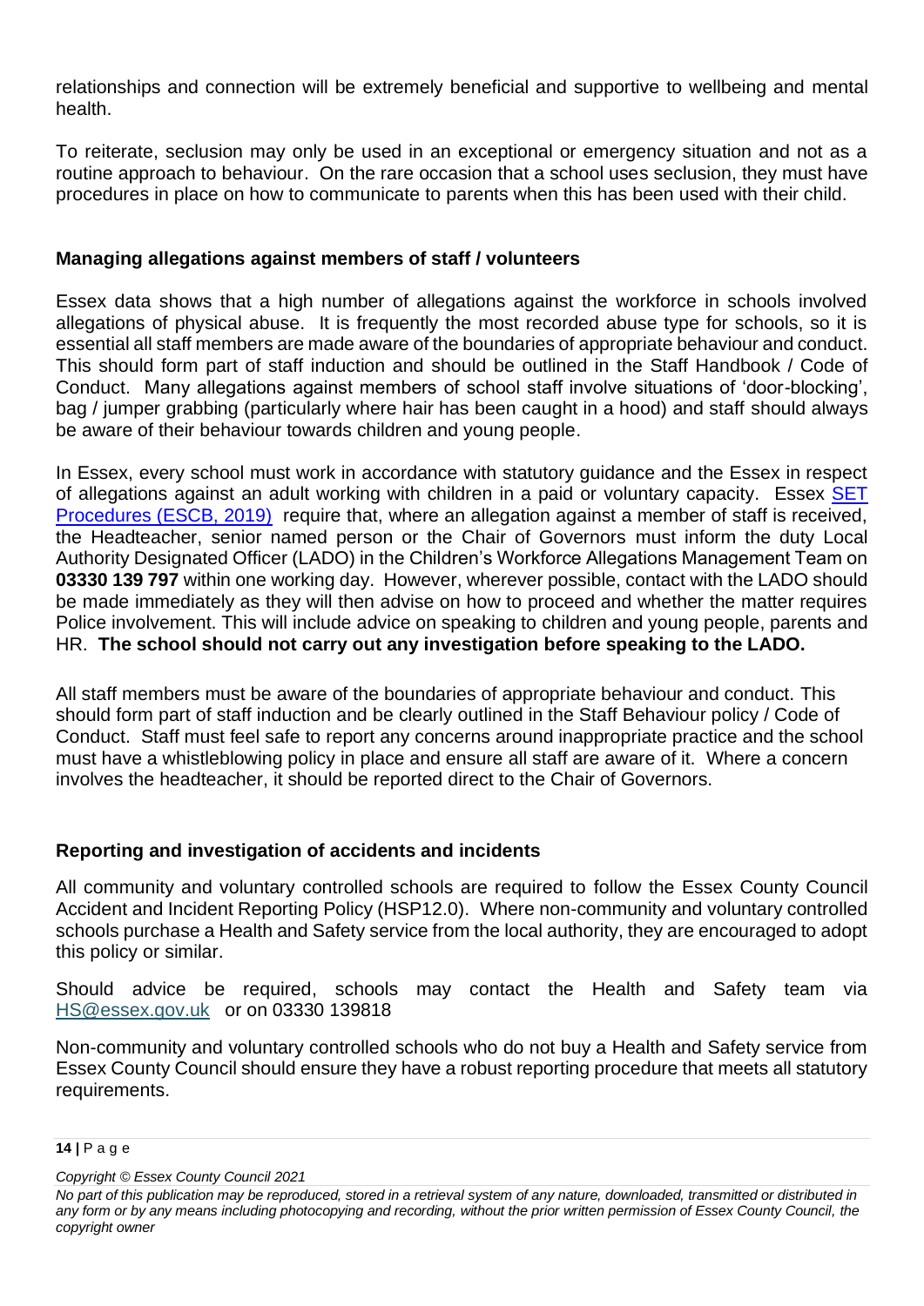relationships and connection will be extremely beneficial and supportive to wellbeing and mental health.

To reiterate, seclusion may only be used in an exceptional or emergency situation and not as a routine approach to behaviour. On the rare occasion that a school uses seclusion, they must have procedures in place on how to communicate to parents when this has been used with their child.

### Managing allegations against members of staff / volunteers

Essex data shows that a high number of allegations against the workforce in schools involved allegations of physical abuse. It is frequently the most recorded abuse type for schools, so it is essential all staff members are made aware of the boundaries of appropriate behaviour and conduct. This should form part of staff induction and should be outlined in the Staff Handbook / Code of Conduct. Many allegations against members of school staff involve situations of 'door-blocking', bag / jumper grabbing (particularly where hair has been caught in a hood) and staff should always be aware of their behaviour towards children and young people.

In Essex, every school must work in accordance with statutory guidance and the Essex in respect of allegations against an adult working with children in a paid or voluntary capacity. Essex SET Procedures (ESCB, 2019) require that, where an allegation against a member of staff is received, the Headteacher, senior named person or the Chair of Governors must inform the duty Local Authority Designated Officer (LADO) in the Children's Workforce Allegations Management Team on **03330 139 797** within one working day. However, wherever possible, contact with the LADO should be made immediately as they will then advise on how to proceed and whether the matter requires Police involvement. This will include advice on speaking to children and young people, parents and HR. **The school should not carry out any investigation before speaking to the LADO.**

All staff members must be aware of the boundaries of appropriate behaviour and conduct. This should form part of staff induction and be clearly outlined in the Staff Behaviour policy / Code of Conduct. Staff must feel safe to report any concerns around inappropriate practice and the school must have a whistleblowing policy in place and ensure all staff are aware of it. Where a concern involves the headteacher, it should be reported direct to the Chair of Governors.

### Reporting and investigation of accidents and incidents

All community and voluntary controlled schools are required to follow the Essex County Council Accident and Incident Reporting Policy (HSP12.0). Where non-community and voluntary controlled schools purchase a Health and Safety service from the local authority, they are encouraged to adopt this policy or similar.

Should advice be required, schools may contact the Health and Safety team via HS@essex.gov.uk or on 03330 139818

Non-community and voluntary controlled schools who do not buy a Health and Safety service from Essex County Council should ensure they have a robust reporting procedure that meets all statutory requirements.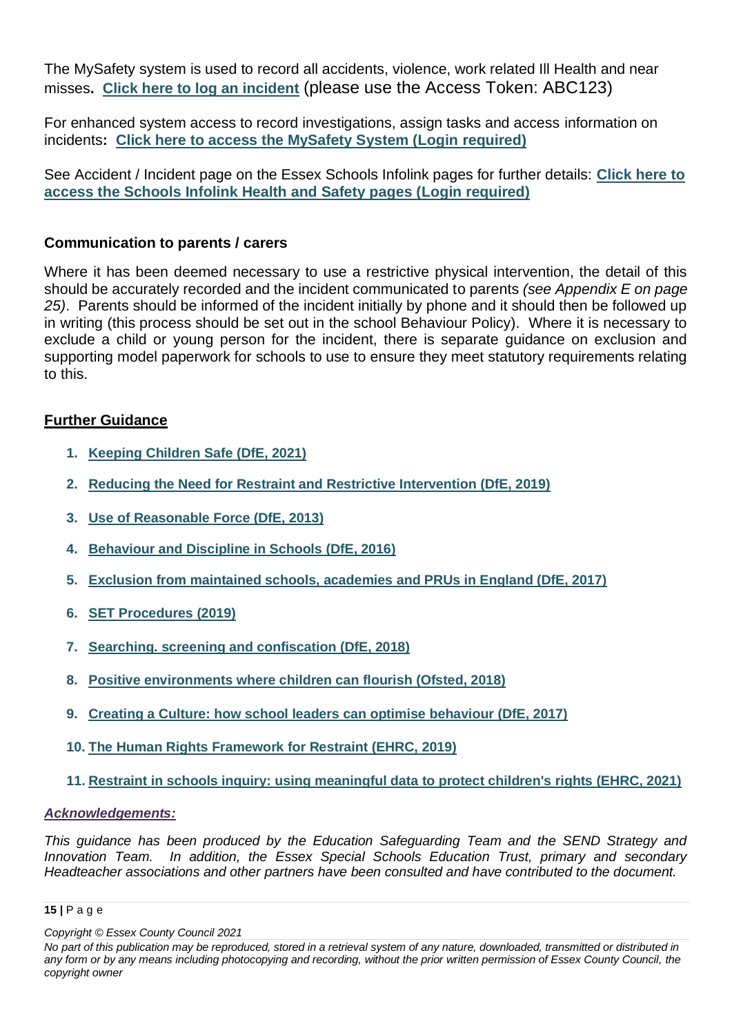The MySafety system is used to record all accidents, violence, work related Ill Health and near misses**. Click here to log an incident** (please use the Access Token: ABC123)

For enhanced system access to record investigations, assign tasks and access information on incidents**: Click here to access the MySafety System (Login required)**

See Accident / Incident page on the Essex Schools Infolink pages for further details: **Click here to access the Schools Infolink Health and Safety pages (Login required)**

### Communication to parents / carers

Where it has been deemed necessary to use a restrictive physical intervention, the detail of this should be accurately recorded and the incident communicated to parents *(see Appendix E on page 25)*. Parents should be informed of the incident initially by phone and it should then be followed up in writing (this process should be set out in the school Behaviour Policy). Where it is necessary to exclude a child or young person for the incident, there is separate guidance on exclusion and supporting model paperwork for schools to use to ensure they meet statutory requirements relating to this.

## Further Guidance

1. **Keeping Children Safe (DfE, 2021)**
2. **Reducing the Need for Restraint and Restrictive Intervention (DfE, 2019)**
3. **Use of Reasonable Force (DfE, 2013)**
4. **Behaviour and Discipline in Schools (DfE, 2016)**
5. **Exclusion from maintained schools, academies and PRUs in England (DfE, 2017)**
6. **SET Procedures (2019)**
7. **Searching. screening and confiscation (DfE, 2018)**
8. **Positive environments where children can flourish (Ofsted, 2018)**
9. **Creating a Culture: how school leaders can optimise behaviour (DfE, 2017)**
10. **The Human Rights Framework for Restraint (EHRC, 2019)**
11. **Restraint in schools inquiry: using meaningful data to protect children's rights (EHRC, 2021)**

***Acknowledgements:***

*This guidance has been produced by the Education Safeguarding Team and the SEND Strategy and Innovation Team. In addition, the Essex Special Schools Education Trust, primary and secondary Headteacher associations and other partners have been consulted and have contributed to the document.*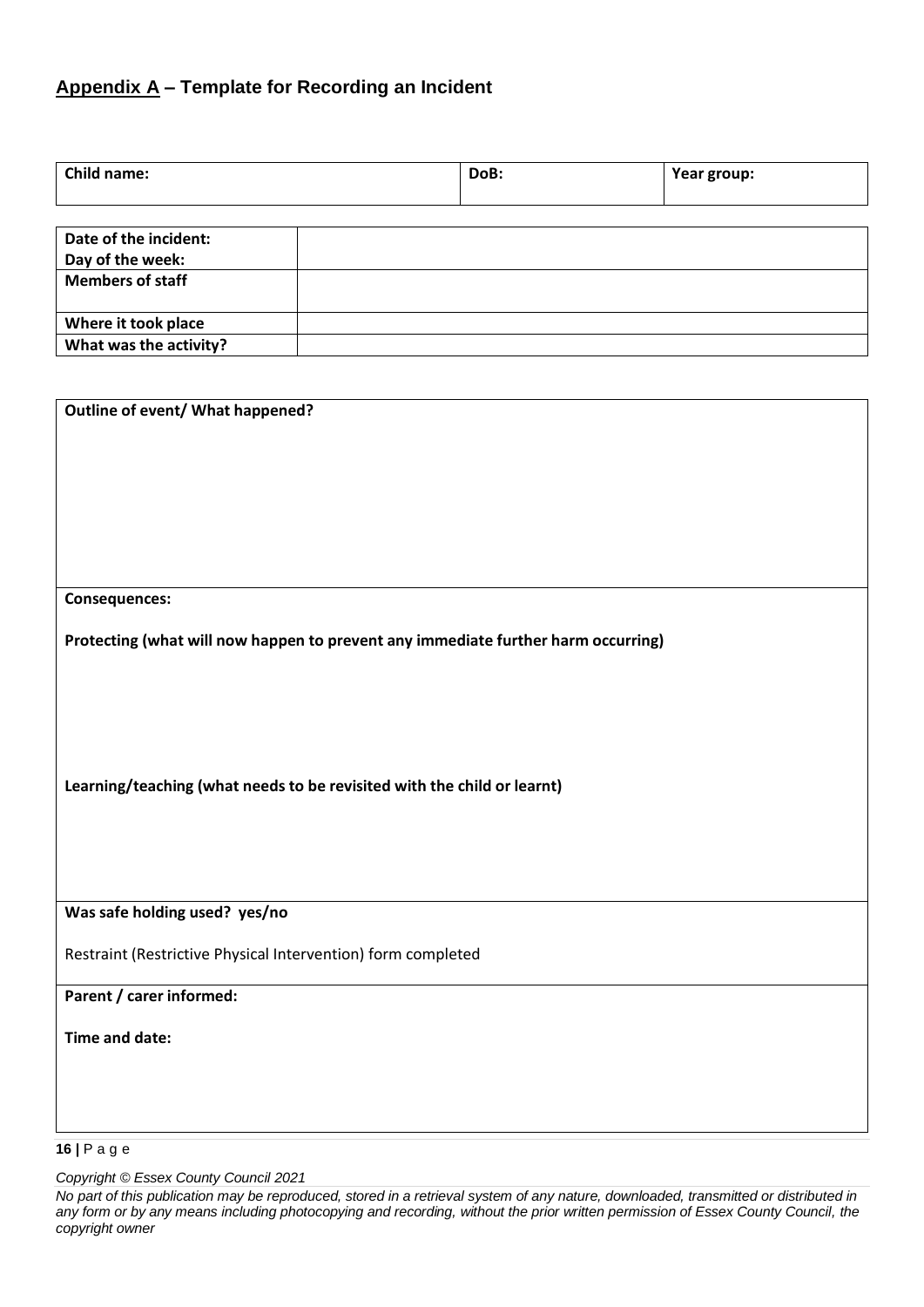## Appendix A – Template for Recording an Incident

| **Child name:** | **DoB:** | **Year group:** |
|---|---|---|
| | | |

| **Date of the incident:** **Day of the week:** | |
|---|---|
| **Members of staff** | |
| **Where it took place** | |
| **What was the activity?** | |

| **Outline of event/ What happened?** |
|---|
| **Consequences:** <br><br> **Protecting (what will now happen to prevent any immediate further harm occurring)** <br><br> **Learning/teaching (what needs to be revisited with the child or learnt)** |
| **Was safe holding used? yes/no** <br><br> Restraint (Restrictive Physical Intervention) form completed |
| **Parent / carer informed:** <br><br> **Time and date:** |

*Copyright © Essex County Council 2021*

*No part of this publication may be reproduced, stored in a retrieval system of any nature, downloaded, transmitted or distributed in any form or by any means including photocopying and recording, without the prior written permission of Essex County Council, the copyright owner*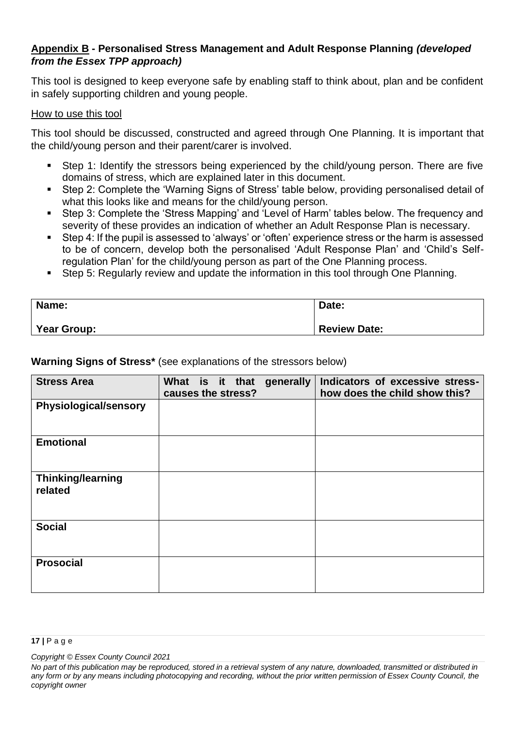## **<u>Appendix B</u> - Personalised Stress Management and Adult Response Planning *(developed from the Essex TPP approach)***

This tool is designed to keep everyone safe by enabling staff to think about, plan and be confident in safely supporting children and young people.

<u>How to use this tool</u>

This tool should be discussed, constructed and agreed through One Planning. It is important that the child/young person and their parent/carer is involved.

- Step 1: Identify the stressors being experienced by the child/young person. There are five domains of stress, which are explained later in this document.
- Step 2: Complete the 'Warning Signs of Stress' table below, providing personalised detail of what this looks like and means for the child/young person.
- Step 3: Complete the 'Stress Mapping' and 'Level of Harm' tables below. The frequency and severity of these provides an indication of whether an Adult Response Plan is necessary.
- Step 4: If the pupil is assessed to 'always' or 'often' experience stress or the harm is assessed to be of concern, develop both the personalised 'Adult Response Plan' and 'Child's Self-regulation Plan' for the child/young person as part of the One Planning process.
- Step 5: Regularly review and update the information in this tool through One Planning.

| **Name:** | **Date:** |
|---|---|
| **Year Group:** | **Review Date:** |

**Warning Signs of Stress*** (see explanations of the stressors below)

| **Stress Area** | **What is it that generally causes the stress?** | **Indicators of excessive stress- how does the child show this?** |
|---|---|---|
| **Physiological/sensory** | | |
| **Emotional** | | |
| **Thinking/learning related** | | |
| **Social** | | |
| **Prosocial** | | |

*Copyright © Essex County Council 2021*

*No part of this publication may be reproduced, stored in a retrieval system of any nature, downloaded, transmitted or distributed in any form or by any means including photocopying and recording, without the prior written permission of Essex County Council, the copyright owner*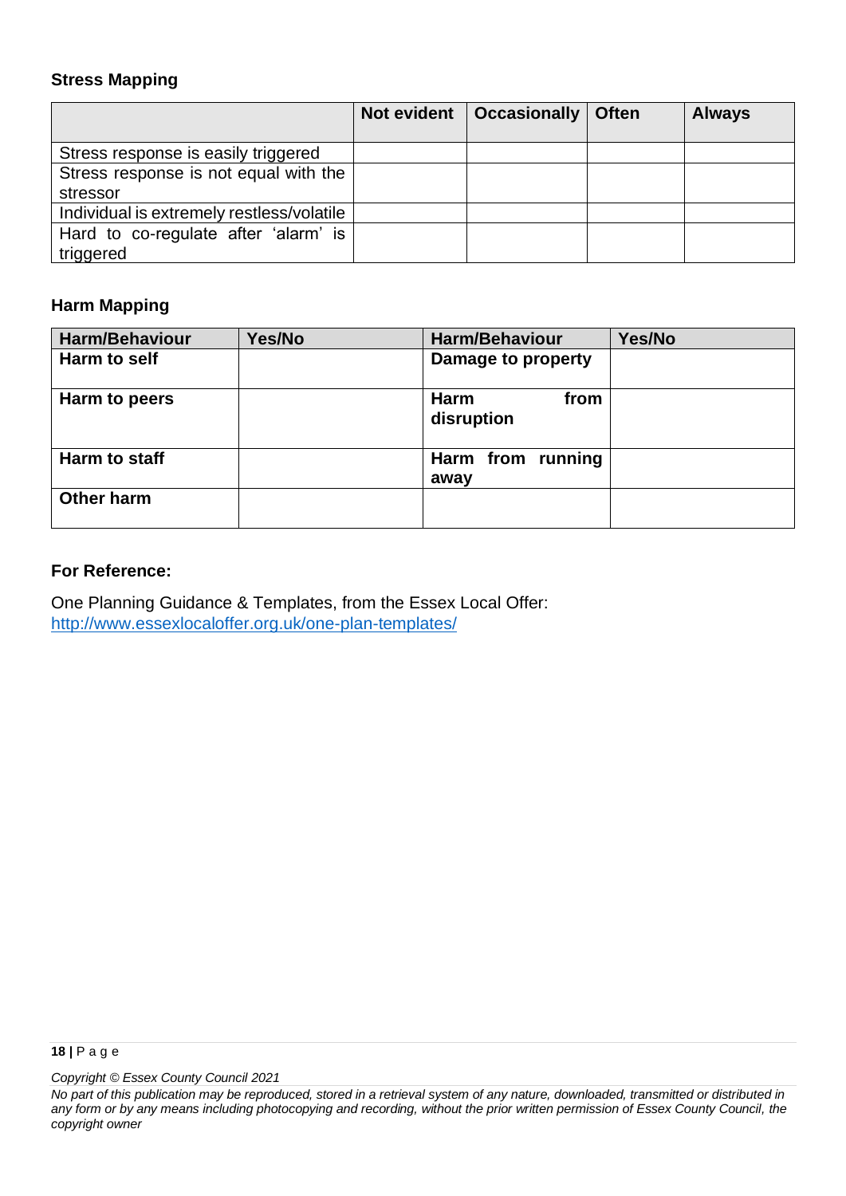**Stress Mapping**

| | Not evident | Occasionally | Often | Always |
|---|---|---|---|---|
| Stress response is easily triggered | | | | |
| Stress response is not equal with the stressor | | | | |
| Individual is extremely restless/volatile | | | | |
| Hard to co-regulate after 'alarm' is triggered | | | | |

**Harm Mapping**

| Harm/Behaviour | Yes/No | Harm/Behaviour | Yes/No |
|---|---|---|---|
| **Harm to self** | | **Damage to property** | |
| **Harm to peers** | | **Harm from disruption** | |
| **Harm to staff** | | **Harm from running away** | |
| **Other harm** | | | |

**For Reference:**

One Planning Guidance & Templates, from the Essex Local Offer:
http://www.essexlocaloffer.org.uk/one-plan-templates/

*Copyright © Essex County Council 2021*

*No part of this publication may be reproduced, stored in a retrieval system of any nature, downloaded, transmitted or distributed in any form or by any means including photocopying and recording, without the prior written permission of Essex County Council, the copyright owner*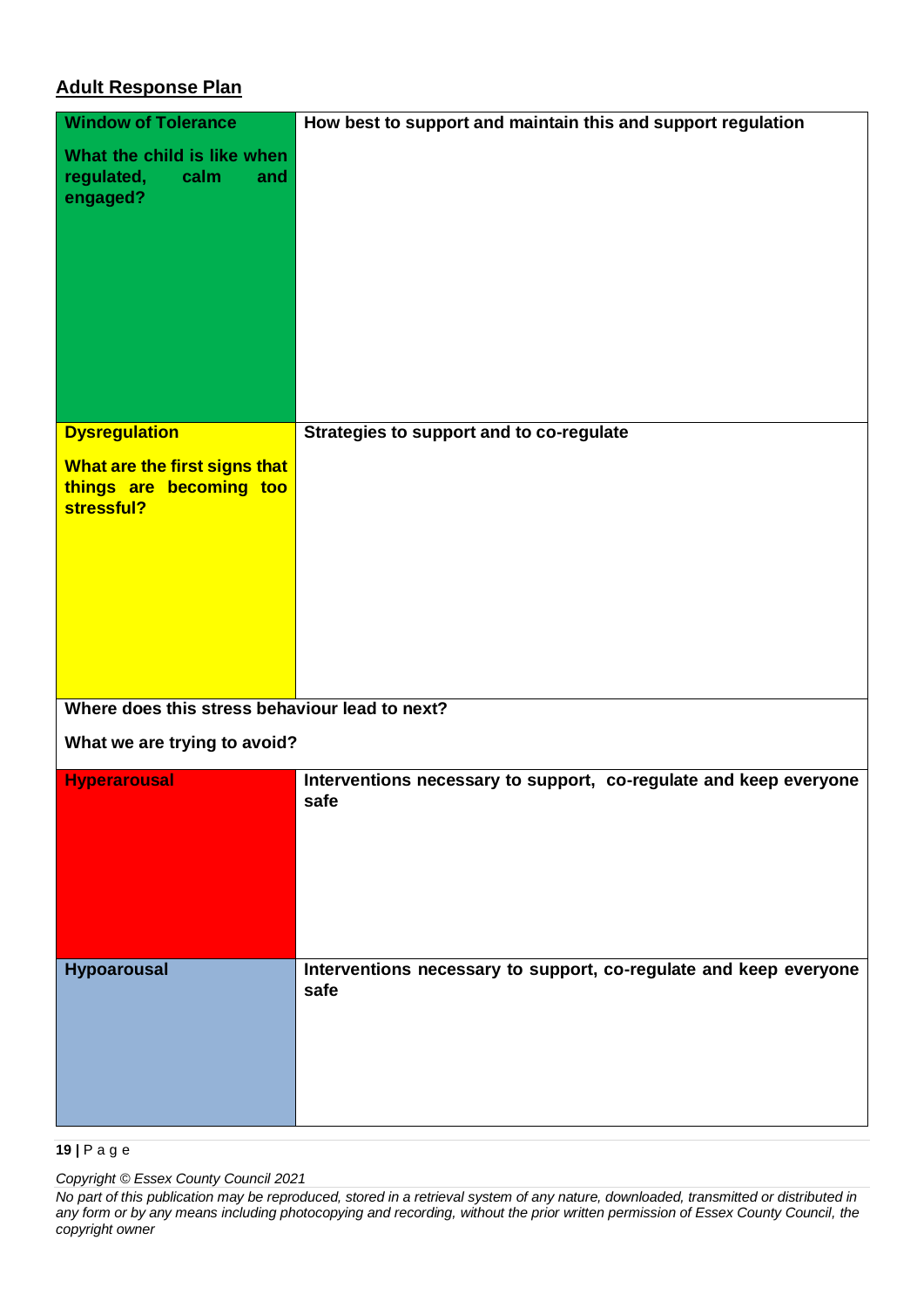## Adult Response Plan

| **Window of Tolerance**<br><br>**What the child is like when regulated, calm and engaged?** | **How best to support and maintain this and support regulation** |
|---|---|
| **Dysregulation**<br><br>**What are the first signs that things are becoming too stressful?** | **Strategies to support and to co-regulate** |
| **Where does this stress behaviour lead to next?**<br><br>**What we are trying to avoid?** | |
| **Hyperarousal** | **Interventions necessary to support, co-regulate and keep everyone safe** |
| **Hypoarousal** | **Interventions necessary to support, co-regulate and keep everyone safe** |

*Copyright © Essex County Council 2021*

*No part of this publication may be reproduced, stored in a retrieval system of any nature, downloaded, transmitted or distributed in any form or by any means including photocopying and recording, without the prior written permission of Essex County Council, the copyright owner*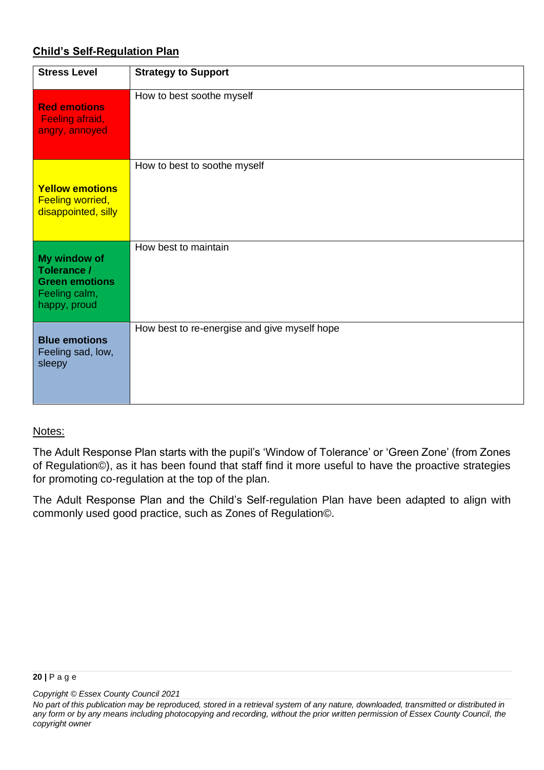**Child's Self-Regulation Plan**

| Stress Level | Strategy to Support |
| --- | --- |
| **Red emotions** Feeling afraid, angry, annoyed | How to best soothe myself |
| **Yellow emotions** Feeling worried, disappointed, silly | How to best to soothe myself |
| **My window of Tolerance / Green emotions** Feeling calm, happy, proud | How best to maintain |
| **Blue emotions** Feeling sad, low, sleepy | How best to re-energise and give myself hope |

Notes:

The Adult Response Plan starts with the pupil's 'Window of Tolerance' or 'Green Zone' (from Zones of Regulation©), as it has been found that staff find it more useful to have the proactive strategies for promoting co-regulation at the top of the plan.

The Adult Response Plan and the Child's Self-regulation Plan have been adapted to align with commonly used good practice, such as Zones of Regulation©.

*Copyright © Essex County Council 2021*

*No part of this publication may be reproduced, stored in a retrieval system of any nature, downloaded, transmitted or distributed in any form or by any means including photocopying and recording, without the prior written permission of Essex County Council, the copyright owner*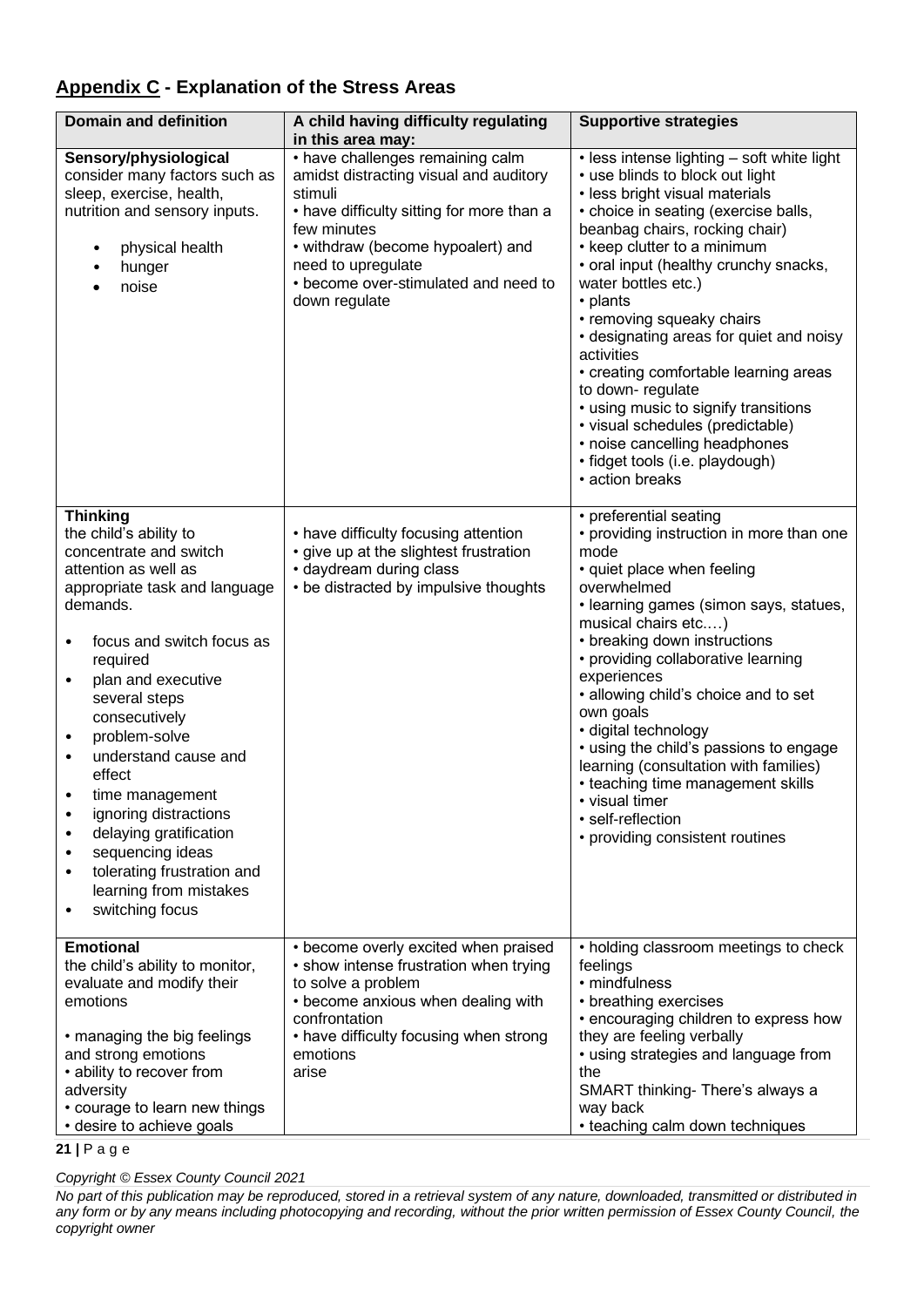## Appendix C - Explanation of the Stress Areas

| Domain and definition | A child having difficulty regulating in this area may: | Supportive strategies |
|---|---|---|
| **Sensory/physiological**<br>consider many factors such as sleep, exercise, health, nutrition and sensory inputs.<br>• physical health<br>• hunger<br>• noise | • have challenges remaining calm amidst distracting visual and auditory stimuli<br>• have difficulty sitting for more than a few minutes<br>• withdraw (become hypoalert) and need to upregulate<br>• become over-stimulated and need to down regulate | • less intense lighting – soft white light<br>• use blinds to block out light<br>• less bright visual materials<br>• choice in seating (exercise balls, beanbag chairs, rocking chair)<br>• keep clutter to a minimum<br>• oral input (healthy crunchy snacks, water bottles etc.)<br>• plants<br>• removing squeaky chairs<br>• designating areas for quiet and noisy activities<br>• creating comfortable learning areas to down- regulate<br>• using music to signify transitions<br>• visual schedules (predictable)<br>• noise cancelling headphones<br>• fidget tools (i.e. playdough)<br>• action breaks |
| **Thinking**<br>the child's ability to concentrate and switch attention as well as appropriate task and language demands.<br>• focus and switch focus as required<br>• plan and executive several steps consecutively<br>• problem-solve<br>• understand cause and effect<br>• time management<br>• ignoring distractions<br>• delaying gratification<br>• sequencing ideas<br>• tolerating frustration and learning from mistakes<br>• switching focus | • have difficulty focusing attention<br>• give up at the slightest frustration<br>• daydream during class<br>• be distracted by impulsive thoughts | • preferential seating<br>• providing instruction in more than one mode<br>• quiet place when feeling overwhelmed<br>• learning games (simon says, statues, musical chairs etc.…)<br>• breaking down instructions<br>• providing collaborative learning experiences<br>• allowing child's choice and to set own goals<br>• digital technology<br>• using the child's passions to engage learning (consultation with families)<br>• teaching time management skills<br>• visual timer<br>• self-reflection<br>• providing consistent routines |
| **Emotional**<br>the child's ability to monitor, evaluate and modify their emotions<br>• managing the big feelings and strong emotions<br>• ability to recover from adversity<br>• courage to learn new things<br>• desire to achieve goals | • become overly excited when praised<br>• show intense frustration when trying to solve a problem<br>• become anxious when dealing with confrontation<br>• have difficulty focusing when strong emotions arise | • holding classroom meetings to check feelings<br>• mindfulness<br>• breathing exercises<br>• encouraging children to express how they are feeling verbally<br>• using strategies and language from the SMART thinking- There's always a way back<br>• teaching calm down techniques |

*Copyright © Essex County Council 2021*

*No part of this publication may be reproduced, stored in a retrieval system of any nature, downloaded, transmitted or distributed in any form or by any means including photocopying and recording, without the prior written permission of Essex County Council, the copyright owner*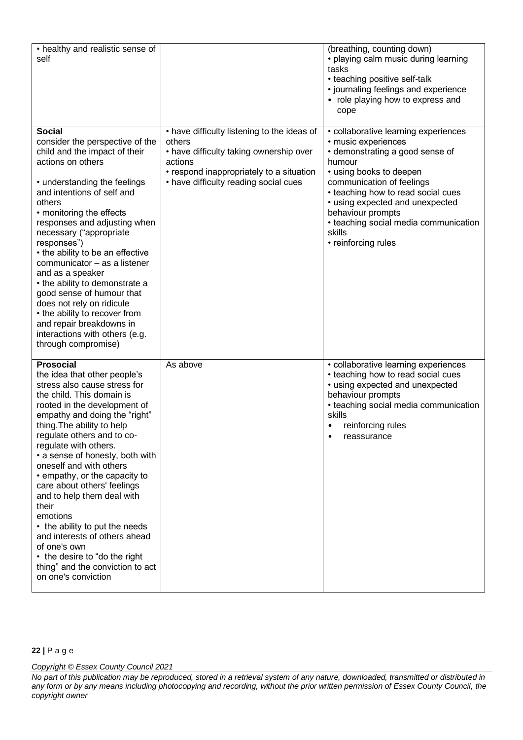| | | |
|---|---|---|
| • healthy and realistic sense of self | | (breathing, counting down)<br>• playing calm music during learning tasks<br>• teaching positive self-talk<br>• journaling feelings and experience<br>• role playing how to express and cope |
| **Social**<br>consider the perspective of the child and the impact of their actions on others<br><br>• understanding the feelings and intentions of self and others<br>• monitoring the effects responses and adjusting when necessary ("appropriate responses")<br>• the ability to be an effective communicator – as a listener and as a speaker<br>• the ability to demonstrate a good sense of humour that does not rely on ridicule<br>• the ability to recover from and repair breakdowns in interactions with others (e.g. through compromise) | • have difficulty listening to the ideas of others<br>• have difficulty taking ownership over actions<br>• respond inappropriately to a situation<br>• have difficulty reading social cues | • collaborative learning experiences<br>• music experiences<br>• demonstrating a good sense of humour<br>• using books to deepen communication of feelings<br>• teaching how to read social cues<br>• using expected and unexpected behaviour prompts<br>• teaching social media communication skills<br>• reinforcing rules |
| **Prosocial**<br>the idea that other people's stress also cause stress for the child. This domain is rooted in the development of empathy and doing the "right" thing.The ability to help regulate others and to co-regulate with others.<br>• a sense of honesty, both with oneself and with others<br>• empathy, or the capacity to care about others' feelings and to help them deal with their emotions<br>• the ability to put the needs and interests of others ahead of one's own<br>• the desire to "do the right thing" and the conviction to act on one's conviction | As above | • collaborative learning experiences<br>• teaching how to read social cues<br>• using expected and unexpected behaviour prompts<br>• teaching social media communication skills<br>• reinforcing rules<br>• reassurance |

*Copyright © Essex County Council 2021*

*No part of this publication may be reproduced, stored in a retrieval system of any nature, downloaded, transmitted or distributed in any form or by any means including photocopying and recording, without the prior written permission of Essex County Council, the copyright owner*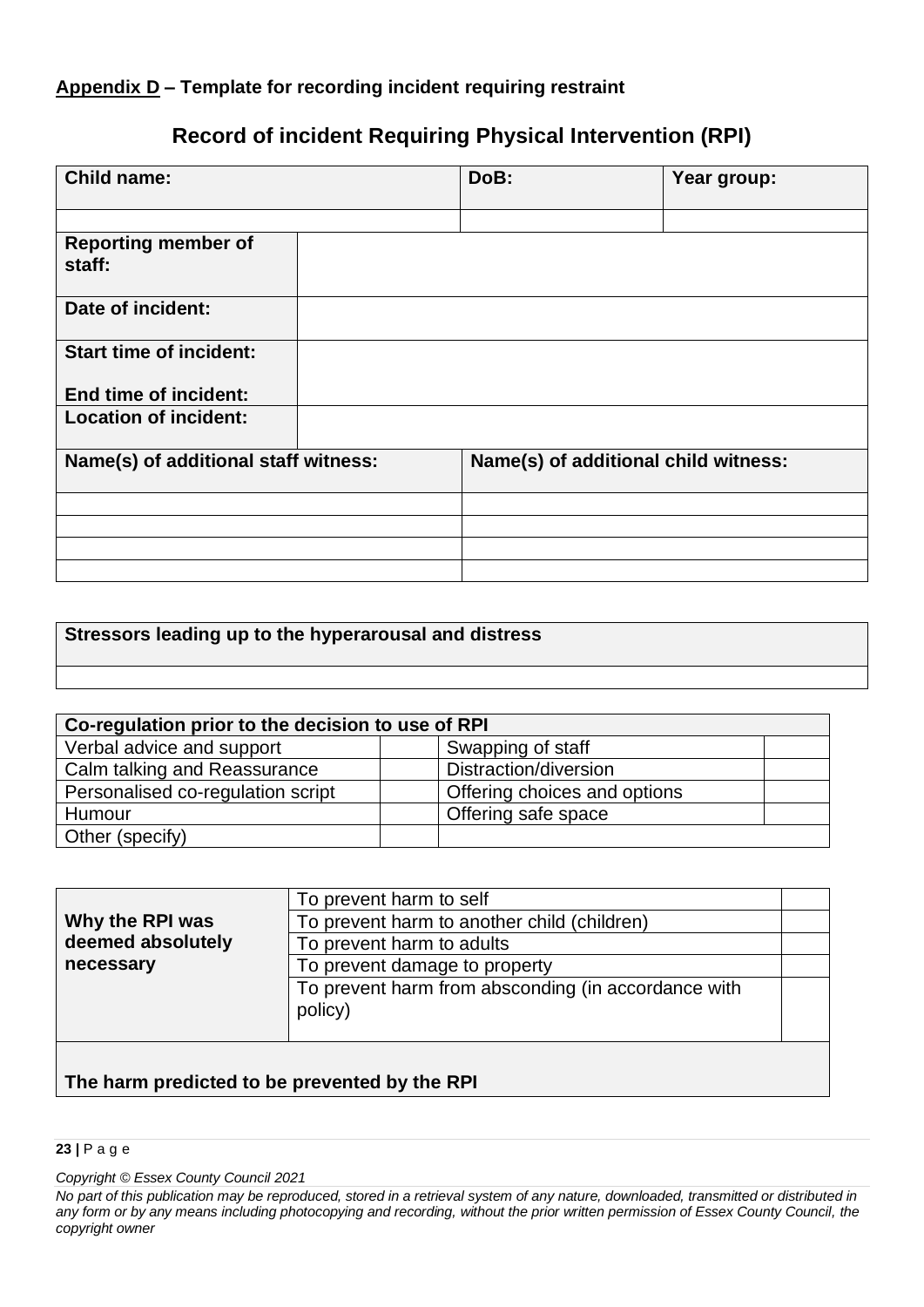**Appendix D – Template for recording incident requiring restraint**

## Record of incident Requiring Physical Intervention (RPI)

| Child name: | | DoB: | Year group: |
|---|---|---|---|
| | | | |
| **Reporting member of staff:** | | | |
| **Date of incident:** | | | |
| **Start time of incident:**<br><br>**End time of incident:** | | | |
| **Location of incident:** | | | |

| Name(s) of additional staff witness: | Name(s) of additional child witness: |
|---|---|
| | |
| | |
| | |
| | |

| Stressors leading up to the hyperarousal and distress |
|---|
| |

| Co-regulation prior to the decision to use of RPI | | | |
|---|---|---|---|
| Verbal advice and support | | Swapping of staff | |
| Calm talking and Reassurance | | Distraction/diversion | |
| Personalised co-regulation script | | Offering choices and options | |
| Humour | | Offering safe space | |
| Other (specify) | | | |

| **Why the RPI was deemed absolutely necessary** | | |
|---|---|---|
| | To prevent harm to self | |
| | To prevent harm to another child (children) | |
| | To prevent harm to adults | |
| | To prevent damage to property | |
| | To prevent harm from absconding (in accordance with policy) | |
| **The harm predicted to be prevented by the RPI** | | |

*Copyright © Essex County Council 2021*

*No part of this publication may be reproduced, stored in a retrieval system of any nature, downloaded, transmitted or distributed in any form or by any means including photocopying and recording, without the prior written permission of Essex County Council, the copyright owner*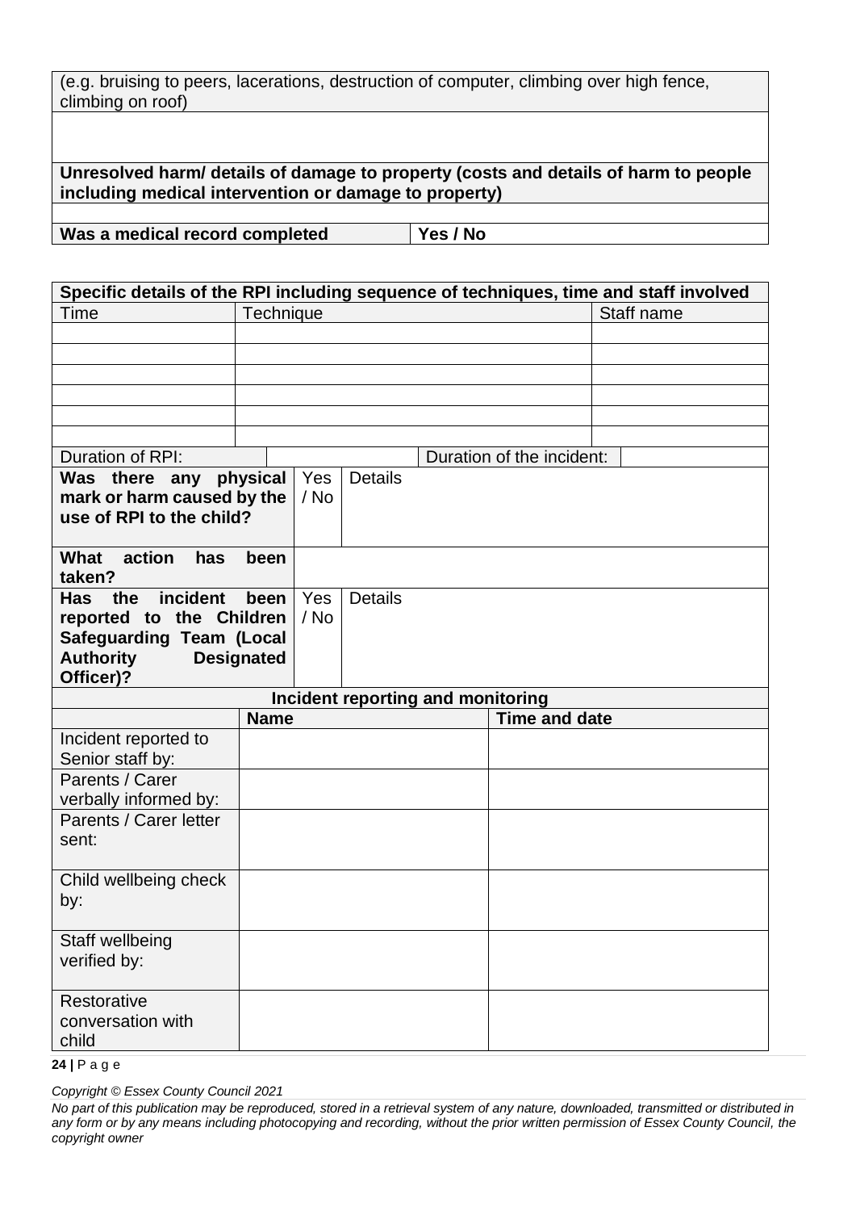| (e.g. bruising to peers, lacerations, destruction of computer, climbing over high fence, climbing on roof) | |
|---|---|
| | |
| **Unresolved harm/ details of damage to property (costs and details of harm to people including medical intervention or damage to property)** | |
| | |
| **Was a medical record completed** | **Yes / No** |

| **Specific details of the RPI including sequence of techniques, time and staff involved** | | |
|---|---|---|
| Time | Technique | Staff name |
| | | |
| | | |
| | | |
| | | |
| | | |
| | | |

| Duration of RPI: | | Duration of the incident: | |
|---|---|---|---|

| | | |
|---|---|---|
| **Was there any physical mark or harm caused by the use of RPI to the child?** | Yes / No | Details |
| **What action has been taken?** | | |
| **Has the incident been reported to the Children Safeguarding Team (Local Authority Designated Officer)?** | Yes / No | Details |

| **Incident reporting and monitoring** | | |
|---|---|---|
| | **Name** | **Time and date** |
| Incident reported to Senior staff by: | | |
| Parents / Carer verbally informed by: | | |
| Parents / Carer letter sent: | | |
| Child wellbeing check by: | | |
| Staff wellbeing verified by: | | |
| Restorative conversation with child | | |

*Copyright © Essex County Council 2021*

*No part of this publication may be reproduced, stored in a retrieval system of any nature, downloaded, transmitted or distributed in any form or by any means including photocopying and recording, without the prior written permission of Essex County Council, the copyright owner*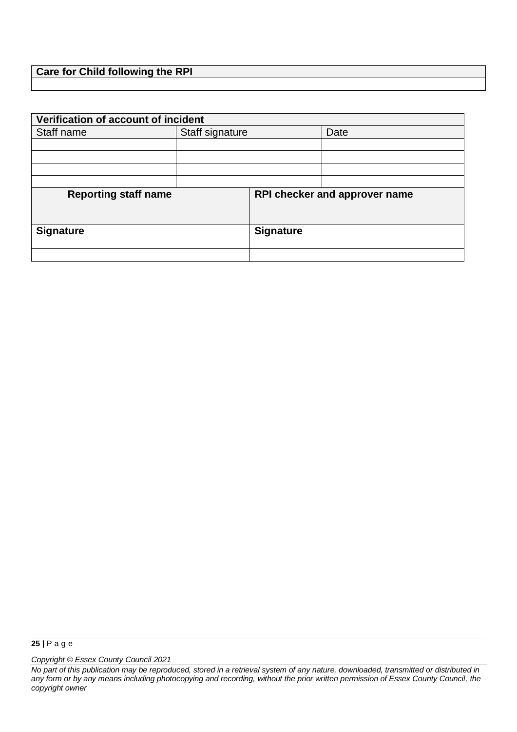| Care for Child following the RPI |
| --- |
| |

| Verification of account of incident | | |
| --- | --- | --- |
| Staff name | Staff signature | Date |
| | | |
| | | |
| | | |
| | | |

| Reporting staff name | RPI checker and approver name |
| --- | --- |
| **Signature** | **Signature** |
| | |

*Copyright © Essex County Council 2021*

*No part of this publication may be reproduced, stored in a retrieval system of any nature, downloaded, transmitted or distributed in any form or by any means including photocopying and recording, without the prior written permission of Essex County Council, the copyright owner*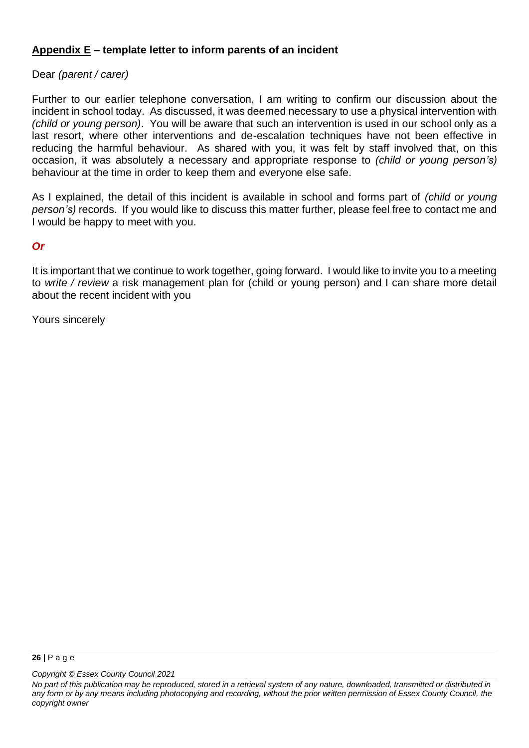## <u>Appendix E</u> – template letter to inform parents of an incident

Dear *(parent / carer)*

Further to our earlier telephone conversation, I am writing to confirm our discussion about the incident in school today. As discussed, it was deemed necessary to use a physical intervention with *(child or young person)*. You will be aware that such an intervention is used in our school only as a last resort, where other interventions and de-escalation techniques have not been effective in reducing the harmful behaviour. As shared with you, it was felt by staff involved that, on this occasion, it was absolutely a necessary and appropriate response to *(child or young person's)* behaviour at the time in order to keep them and everyone else safe.

As I explained, the detail of this incident is available in school and forms part of *(child or young person's)* records. If you would like to discuss this matter further, please feel free to contact me and I would be happy to meet with you.

***Or***

It is important that we continue to work together, going forward. I would like to invite you to a meeting to *write / review* a risk management plan for (child or young person) and I can share more detail about the recent incident with you

Yours sincerely

*Copyright © Essex County Council 2021*

*No part of this publication may be reproduced, stored in a retrieval system of any nature, downloaded, transmitted or distributed in any form or by any means including photocopying and recording, without the prior written permission of Essex County Council, the copyright owner*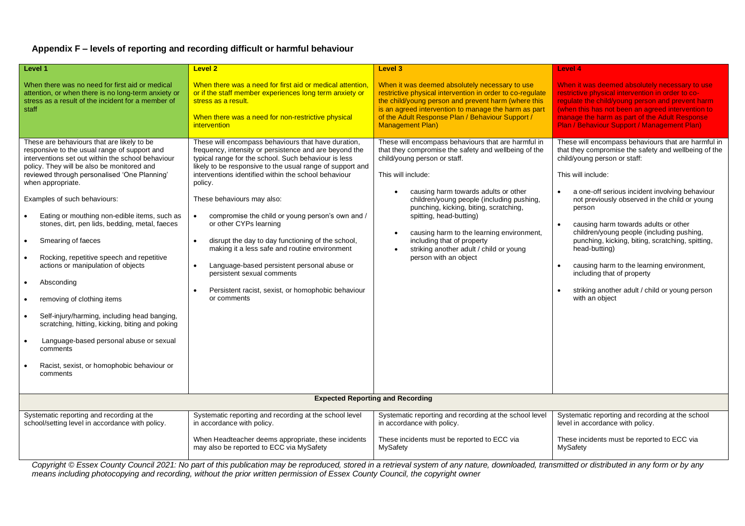## Appendix F – levels of reporting and recording difficult or harmful behaviour

| Level 1 | Level 2 | Level 3 | Level 4 |
|---|---|---|---|
| When there was no need for first aid or medical attention, or when there is no long-term anxiety or stress as a result of the incident for a member of staff | When there was a need for first aid or medical attention, or if the staff member experiences long term anxiety or stress as a result.<br><br>When there was a need for non-restrictive physical intervention | When it was deemed absolutely necessary to use restrictive physical intervention in order to co-regulate the child/young person and prevent harm (where this is an agreed intervention to manage the harm as part of the Adult Response Plan / Behaviour Support / Management Plan) | When it was deemed absolutely necessary to use restrictive physical intervention in order to co-regulate the child/young person and prevent harm (when this has not been an agreed intervention to manage the harm as part of the Adult Response Plan / Behaviour Support / Management Plan) |
| These are behaviours that are likely to be responsive to the usual range of support and interventions set out within the school behaviour policy. They will be also be monitored and reviewed through personalised 'One Planning' when appropriate.<br><br>Examples of such behaviours:<br><br>• Eating or mouthing non-edible items, such as stones, dirt, pen lids, bedding, metal, faeces<br>• Smearing of faeces<br>• Rocking, repetitive speech and repetitive actions or manipulation of objects<br>• Absconding<br>• removing of clothing items<br>• Self-injury/harming, including head banging, scratching, hitting, kicking, biting and poking<br>• Language-based personal abuse or sexual comments<br>• Racist, sexist, or homophobic behaviour or comments | These will encompass behaviours that have duration, frequency, intensity or persistence and are beyond the typical range for the school. Such behaviour is less likely to be responsive to the usual range of support and interventions identified within the school behaviour policy.<br><br>These behaviours may also:<br><br>• compromise the child or young person's own and / or other CYPs learning<br>• disrupt the day to day functioning of the school, making it a less safe and routine environment<br>• Language-based persistent personal abuse or persistent sexual comments<br>• Persistent racist, sexist, or homophobic behaviour or comments | These will encompass behaviours that are harmful in that they compromise the safety and wellbeing of the child/young person or staff.<br><br>This will include:<br><br>• causing harm towards adults or other children/young people (including pushing, punching, kicking, biting, scratching, spitting, head-butting)<br>• causing harm to the learning environment, including that of property<br>• striking another adult / child or young person with an object | These will encompass behaviours that are harmful in that they compromise the safety and wellbeing of the child/young person or staff:<br><br>This will include:<br><br>• a one-off serious incident involving behaviour not previously observed in the child or young person<br>• causing harm towards adults or other children/young people (including pushing, punching, kicking, biting, scratching, spitting, head-butting)<br>• causing harm to the learning environment, including that of property<br>• striking another adult / child or young person with an object |
| **Expected Reporting and Recording** | | | |
| Systematic reporting and recording at the school/setting level in accordance with policy. | Systematic reporting and recording at the school level in accordance with policy.<br><br>When Headteacher deems appropriate, these incidents may also be reported to ECC via MySafety | Systematic reporting and recording at the school level in accordance with policy.<br><br>These incidents must be reported to ECC via MySafety | Systematic reporting and recording at the school level in accordance with policy.<br><br>These incidents must be reported to ECC via MySafety |

*Copyright © Essex County Council 2021: No part of this publication may be reproduced, stored in a retrieval system of any nature, downloaded, transmitted or distributed in any form or by any means including photocopying and recording, without the prior written permission of Essex County Council, the copyright owner*